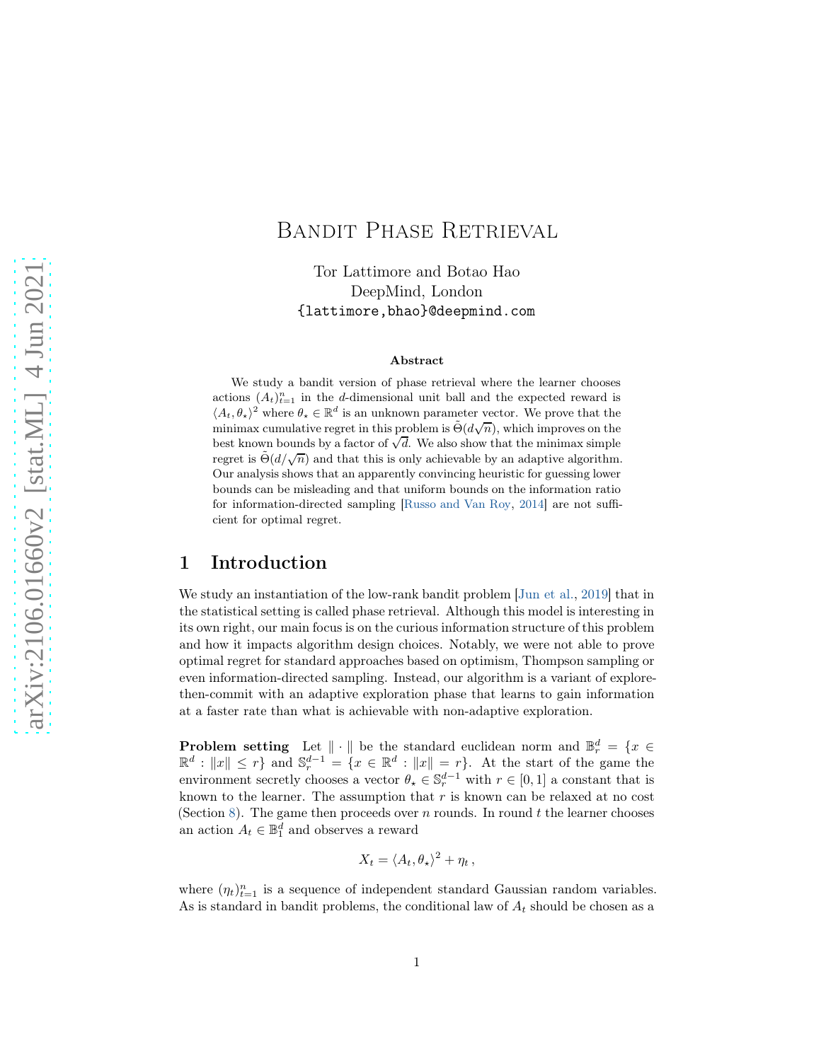# Bandit Phase Retrieval

Tor Lattimore and Botao Hao
DeepMind, London
{lattimore,bhao}@deepmind.com

**Abstract**

We study a bandit version of phase retrieval where the learner chooses actions $(A_t)_{t=1}^n$ in the $d$-dimensional unit ball and the expected reward is $\langle A_t, \theta_\star \rangle^2$ where $\theta_\star \in \mathbb{R}^d$ is an unknown parameter vector. We prove that the minimax cumulative regret in this problem is $\tilde{\Theta}(d\sqrt{n})$, which improves on the best known bounds by a factor of $\sqrt{d}$. We also show that the minimax simple regret is $\tilde{\Theta}(d/\sqrt{n})$ and that this is only achievable by an adaptive algorithm. Our analysis shows that an apparently convincing heuristic for guessing lower bounds can be misleading and that uniform bounds on the information ratio for information-directed sampling [Russo and Van Roy, 2014] are not sufficient for optimal regret.

## 1 Introduction

We study an instantiation of the low-rank bandit problem [Jun et al., 2019] that in the statistical setting is called phase retrieval. Although this model is interesting in its own right, our main focus is on the curious information structure of this problem and how it impacts algorithm design choices. Notably, we were not able to prove optimal regret for standard approaches based on optimism, Thompson sampling or even information-directed sampling. Instead, our algorithm is a variant of explore-then-commit with an adaptive exploration phase that learns to gain information at a faster rate than what is achievable with non-adaptive exploration.

**Problem setting** Let $\|\cdot\|$ be the standard euclidean norm and $\mathbb{B}_r^d = \{x \in \mathbb{R}^d : \|x\| \leq r\}$ and $\mathbb{S}_r^{d-1} = \{x \in \mathbb{R}^d : \|x\| = r\}$. At the start of the game the environment secretly chooses a vector $\theta_\star \in \mathbb{S}_r^{d-1}$ with $r \in [0, 1]$ a constant that is known to the learner. The assumption that $r$ is known can be relaxed at no cost (Section 8). The game then proceeds over $n$ rounds. In round $t$ the learner chooses an action $A_t \in \mathbb{B}_1^d$ and observes a reward

$$X_t = \langle A_t, \theta_\star \rangle^2 + \eta_t \,,$$

where $(\eta_t)_{t=1}^n$ is a sequence of independent standard Gaussian random variables. As is standard in bandit problems, the conditional law of $A_t$ should be chosen as a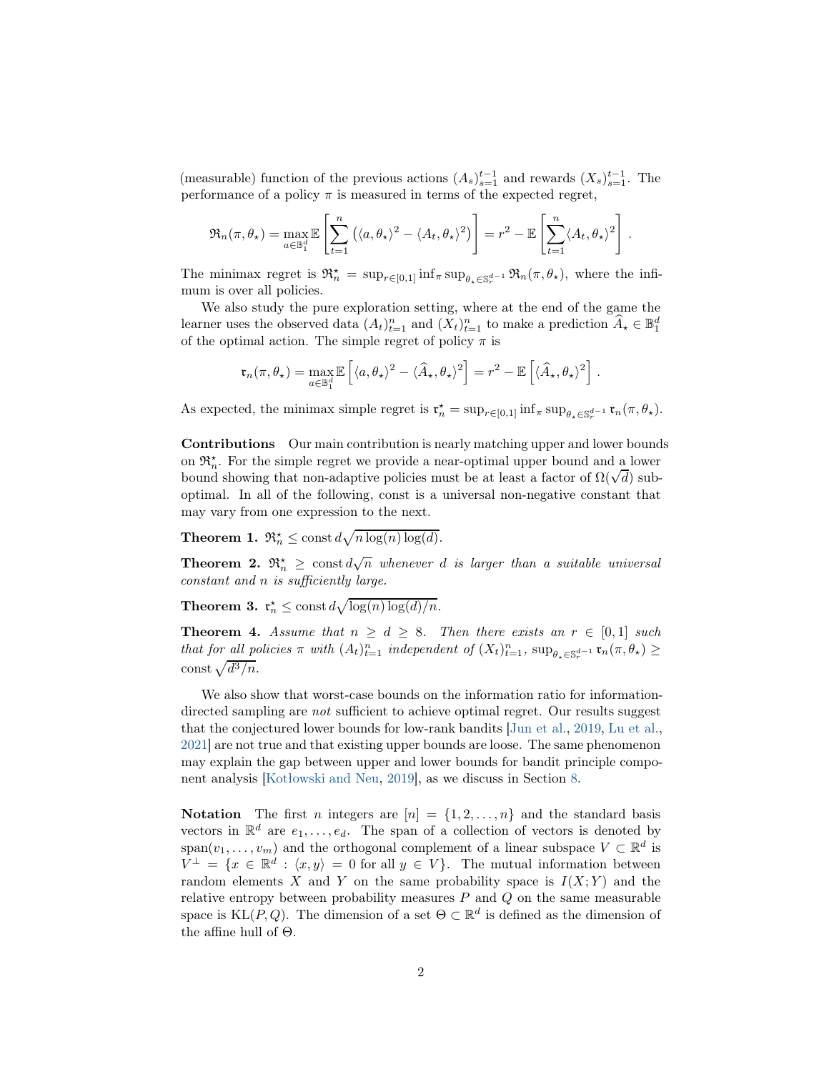(measurable) function of the previous actions $(A_s)_{s=1}^{t-1}$ and rewards $(X_s)_{s=1}^{t-1}$. The performance of a policy $\pi$ is measured in terms of the expected regret,

$$\mathfrak{R}_n(\pi, \theta_\star) = \max_{a \in \mathbb{B}_1^d} \mathbb{E}\left[\sum_{t=1}^n \left(\langle a, \theta_\star \rangle^2 - \langle A_t, \theta_\star \rangle^2\right)\right] = r^2 - \mathbb{E}\left[\sum_{t=1}^n \langle A_t, \theta_\star \rangle^2\right] .$$

The minimax regret is $\mathfrak{R}_n^\star = \sup_{r \in [0,1]} \inf_\pi \sup_{\theta_\star \in \mathbb{S}_r^{d-1}} \mathfrak{R}_n(\pi, \theta_\star)$, where the infimum is over all policies.

We also study the pure exploration setting, where at the end of the game the learner uses the observed data $(A_t)_{t=1}^n$ and $(X_t)_{t=1}^n$ to make a prediction $\widehat{A}_\star \in \mathbb{B}_1^d$ of the optimal action. The simple regret of policy $\pi$ is

$$\mathfrak{r}_n(\pi, \theta_\star) = \max_{a \in \mathbb{B}_1^d} \mathbb{E}\left[\langle a, \theta_\star \rangle^2 - \langle \widehat{A}_\star, \theta_\star \rangle^2\right] = r^2 - \mathbb{E}\left[\langle \widehat{A}_\star, \theta_\star \rangle^2\right] .$$

As expected, the minimax simple regret is $\mathfrak{r}_n^\star = \sup_{r \in [0,1]} \inf_\pi \sup_{\theta_\star \in \mathbb{S}_r^{d-1}} \mathfrak{r}_n(\pi, \theta_\star)$.

**Contributions** Our main contribution is nearly matching upper and lower bounds on $\mathfrak{R}_n^\star$. For the simple regret we provide a near-optimal upper bound and a lower bound showing that non-adaptive policies must be at least a factor of $\Omega(\sqrt{d})$ suboptimal. In all of the following, const is a universal non-negative constant that may vary from one expression to the next.

**Theorem 1.** $\mathfrak{R}_n^\star \leq \text{const}\, d\sqrt{n \log(n) \log(d)}$.

**Theorem 2.** $\mathfrak{R}_n^\star \geq \text{const}\, d\sqrt{n}$ *whenever $d$ is larger than a suitable universal constant and $n$ is sufficiently large.*

**Theorem 3.** $\mathfrak{r}_n^\star \leq \text{const}\, d\sqrt{\log(n)\log(d)/n}$.

**Theorem 4.** *Assume that $n \geq d \geq 8$. Then there exists an $r \in [0,1]$ such that for all policies $\pi$ with $(A_t)_{t=1}^n$ independent of $(X_t)_{t=1}^n$, $\sup_{\theta_\star \in \mathbb{S}_r^{d-1}} \mathfrak{r}_n(\pi, \theta_\star) \geq \text{const}\sqrt{d^3/n}$.*

We also show that worst-case bounds on the information ratio for information-directed sampling are *not* sufficient to achieve optimal regret. Our results suggest that the conjectured lower bounds for low-rank bandits [Jun et al., 2019, Lu et al., 2021] are not true and that existing upper bounds are loose. The same phenomenon may explain the gap between upper and lower bounds for bandit principle component analysis [Kotłowski and Neu, 2019], as we discuss in Section 8.

**Notation** The first $n$ integers are $[n] = \{1, 2, \ldots, n\}$ and the standard basis vectors in $\mathbb{R}^d$ are $e_1, \ldots, e_d$. The span of a collection of vectors is denoted by $\text{span}(v_1, \ldots, v_m)$ and the orthogonal complement of a linear subspace $V \subset \mathbb{R}^d$ is $V^\perp = \{x \in \mathbb{R}^d : \langle x, y \rangle = 0 \text{ for all } y \in V\}$. The mutual information between random elements $X$ and $Y$ on the same probability space is $I(X; Y)$ and the relative entropy between probability measures $P$ and $Q$ on the same measurable space is $\text{KL}(P, Q)$. The dimension of a set $\Theta \subset \mathbb{R}^d$ is defined as the dimension of the affine hull of $\Theta$.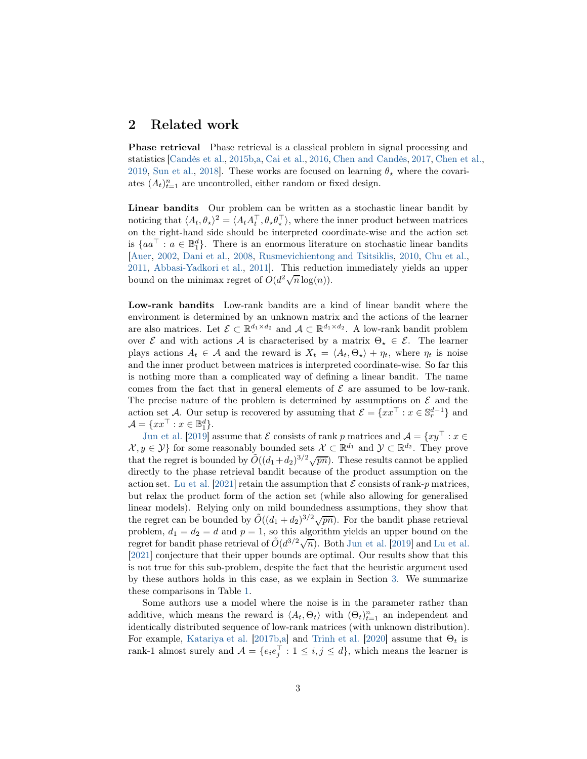## 2 Related work

**Phase retrieval** Phase retrieval is a classical problem in signal processing and statistics [Candès et al., 2015b,a, Cai et al., 2016, Chen and Candès, 2017, Chen et al., 2019, Sun et al., 2018]. These works are focused on learning $\theta_\star$ where the covariates $(A_t)_{t=1}^n$ are uncontrolled, either random or fixed design.

**Linear bandits** Our problem can be written as a stochastic linear bandit by noticing that $\langle A_t, \theta_\star \rangle^2 = \langle A_t A_t^\top, \theta_\star \theta_\star^\top \rangle$, where the inner product between matrices on the right-hand side should be interpreted coordinate-wise and the action set is $\{aa^\top : a \in \mathbb{B}_1^d\}$. There is an enormous literature on stochastic linear bandits [Auer, 2002, Dani et al., 2008, Rusmevichientong and Tsitsiklis, 2010, Chu et al., 2011, Abbasi-Yadkori et al., 2011]. This reduction immediately yields an upper bound on the minimax regret of $O(d^2 \sqrt{n} \log(n))$.

**Low-rank bandits** Low-rank bandits are a kind of linear bandit where the environment is determined by an unknown matrix and the actions of the learner are also matrices. Let $\mathcal{E} \subset \mathbb{R}^{d_1 \times d_2}$ and $\mathcal{A} \subset \mathbb{R}^{d_1 \times d_2}$. A low-rank bandit problem over $\mathcal{E}$ and with actions $\mathcal{A}$ is characterised by a matrix $\Theta_\star \in \mathcal{E}$. The learner plays actions $A_t \in \mathcal{A}$ and the reward is $X_t = \langle A_t, \Theta_\star \rangle + \eta_t$, where $\eta_t$ is noise and the inner product between matrices is interpreted coordinate-wise. So far this is nothing more than a complicated way of defining a linear bandit. The name comes from the fact that in general elements of $\mathcal{E}$ are assumed to be low-rank. The precise nature of the problem is determined by assumptions on $\mathcal{E}$ and the action set $\mathcal{A}$. Our setup is recovered by assuming that $\mathcal{E} = \{xx^\top : x \in \mathbb{S}_r^{d-1}\}$ and $\mathcal{A} = \{xx^\top : x \in \mathbb{B}_1^d\}$.

Jun et al. [2019] assume that $\mathcal{E}$ consists of rank $p$ matrices and $\mathcal{A} = \{xy^\top : x \in \mathcal{X}, y \in \mathcal{Y}\}$ for some reasonably bounded sets $\mathcal{X} \subset \mathbb{R}^{d_1}$ and $\mathcal{Y} \subset \mathbb{R}^{d_2}$. They prove that the regret is bounded by $\tilde{O}((d_1+d_2)^{3/2}\sqrt{pn})$. These results cannot be applied directly to the phase retrieval bandit because of the product assumption on the action set. Lu et al. [2021] retain the assumption that $\mathcal{E}$ consists of rank-$p$ matrices, but relax the product form of the action set (while also allowing for generalised linear models). Relying only on mild boundedness assumptions, they show that the regret can be bounded by $\tilde{O}((d_1+d_2)^{3/2}\sqrt{pn})$. For the bandit phase retrieval problem, $d_1 = d_2 = d$ and $p = 1$, so this algorithm yields an upper bound on the regret for bandit phase retrieval of $\tilde{O}(d^{3/2}\sqrt{n})$. Both Jun et al. [2019] and Lu et al. [2021] conjecture that their upper bounds are optimal. Our results show that this is not true for this sub-problem, despite the fact that the heuristic argument used by these authors holds in this case, as we explain in Section 3. We summarize these comparisons in Table 1.

Some authors use a model where the noise is in the parameter rather than additive, which means the reward is $\langle A_t, \Theta_t \rangle$ with $(\Theta_t)_{t=1}^n$ an independent and identically distributed sequence of low-rank matrices (with unknown distribution). For example, Katariya et al. [2017b,a] and Trinh et al. [2020] assume that $\Theta_t$ is rank-1 almost surely and $\mathcal{A} = \{e_i e_j^\top : 1 \le i, j \le d\}$, which means the learner is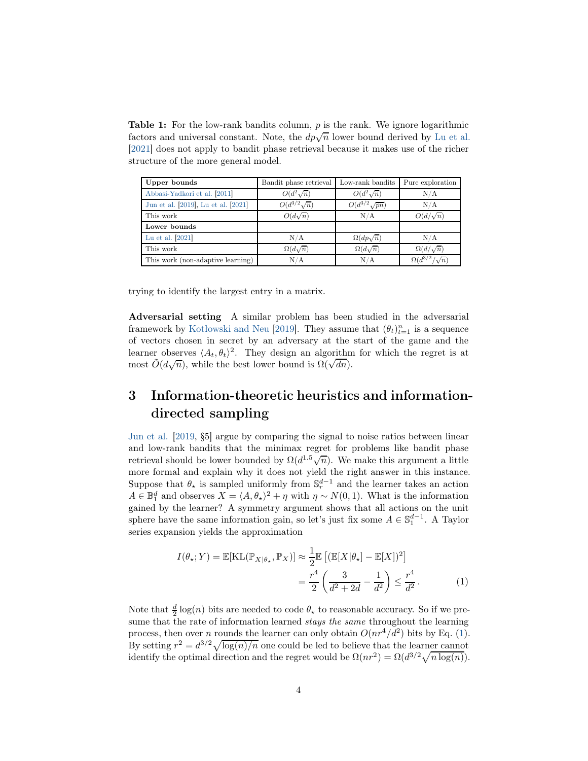**Table 1:** For the low-rank bandits column, $p$ is the rank. We ignore logarithmic factors and universal constant. Note, the $dp\sqrt{n}$ lower bound derived by Lu et al. [2021] does not apply to bandit phase retrieval because it makes use of the richer structure of the more general model.

| **Upper bounds** | Bandit phase retrieval | Low-rank bandits | Pure exploration |
|---|---|---|---|
| Abbasi-Yadkori et al. [2011] | $O(d^2\sqrt{n})$ | $O(d^2\sqrt{n})$ | N/A |
| Jun et al. [2019], Lu et al. [2021] | $O(d^{3/2}\sqrt{n})$ | $O(d^{3/2}\sqrt{pn})$ | N/A |
| This work | $O(d\sqrt{n})$ | N/A | $O(d/\sqrt{n})$ |
| **Lower bounds** | | | |
| Lu et al. [2021] | N/A | $\Omega(dp\sqrt{n})$ | N/A |
| This work | $\Omega(d\sqrt{n})$ | $\Omega(d\sqrt{n})$ | $\Omega(d/\sqrt{n})$ |
| This work (non-adaptive learning) | N/A | N/A | $\Omega(d^{3/2}/\sqrt{n})$ |

trying to identify the largest entry in a matrix.

**Adversarial setting** A similar problem has been studied in the adversarial framework by Kotłowski and Neu [2019]. They assume that $(\theta_t)_{t=1}^n$ is a sequence of vectors chosen in secret by an adversary at the start of the game and the learner observes $\langle A_t, \theta_t\rangle^2$. They design an algorithm for which the regret is at most $\tilde{O}(d\sqrt{n})$, while the best lower bound is $\Omega(\sqrt{dn})$.

## 3 Information-theoretic heuristics and information-directed sampling

Jun et al. [2019, §5] argue by comparing the signal to noise ratios between linear and low-rank bandits that the minimax regret for problems like bandit phase retrieval should be lower bounded by $\Omega(d^{1.5}\sqrt{n})$. We make this argument a little more formal and explain why it does not yield the right answer in this instance. Suppose that $\theta_\star$ is sampled uniformly from $\mathbb{S}_r^{d-1}$ and the learner takes an action $A \in \mathbb{B}_1^d$ and observes $X = \langle A, \theta_\star\rangle^2 + \eta$ with $\eta \sim N(0,1)$. What is the information gained by the learner? A symmetry argument shows that all actions on the unit sphere have the same information gain, so let's just fix some $A \in \mathbb{S}_1^{d-1}$. A Taylor series expansion yields the approximation

$$
\begin{aligned}
I(\theta_\star; Y) = \mathbb{E}[\mathrm{KL}(\mathbb{P}_{X|\theta_\star}, \mathbb{P}_X)] &\approx \frac{1}{2}\mathbb{E}\left[(\mathbb{E}[X|\theta_\star] - \mathbb{E}[X])^2\right] \\
&= \frac{r^4}{2}\left(\frac{3}{d^2+2d} - \frac{1}{d^2}\right) \le \frac{r^4}{d^2}\,. \qquad (1)
\end{aligned}
$$

Note that $\frac{d}{2}\log(n)$ bits are needed to code $\theta_\star$ to reasonable accuracy. So if we presume that the rate of information learned *stays the same* throughout the learning process, then over $n$ rounds the learner can only obtain $O(nr^4/d^2)$ bits by Eq. (1). By setting $r^2 = d^{3/2}\sqrt{\log(n)/n}$ one could be led to believe that the learner cannot identify the optimal direction and the regret would be $\Omega(nr^2) = \Omega(d^{3/2}\sqrt{n\log(n)})$.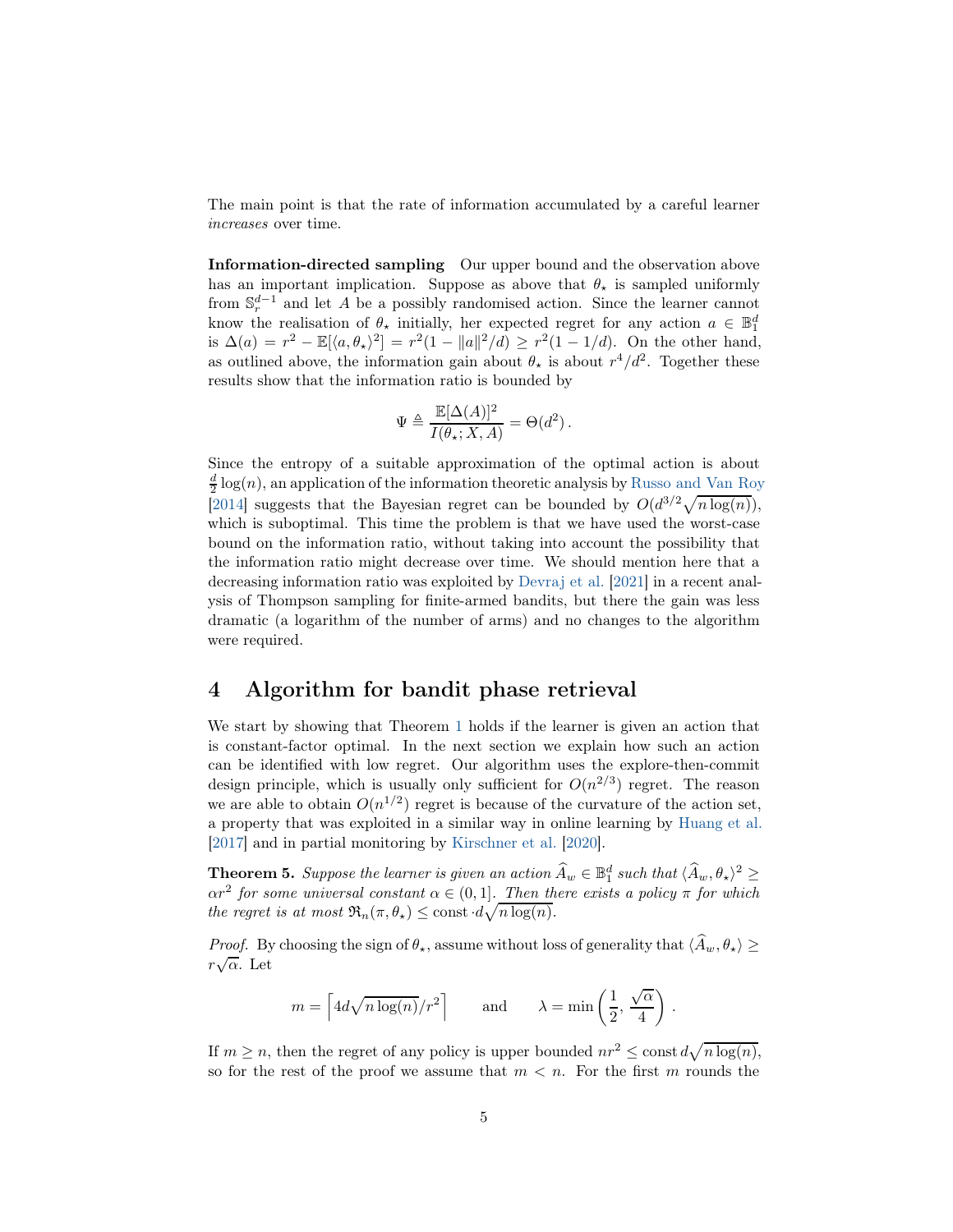The main point is that the rate of information accumulated by a careful learner *increases* over time.

**Information-directed sampling** Our upper bound and the observation above has an important implication. Suppose as above that $\theta_\star$ is sampled uniformly from $\mathbb{S}_r^{d-1}$ and let $A$ be a possibly randomised action. Since the learner cannot know the realisation of $\theta_\star$ initially, her expected regret for any action $a \in \mathbb{B}_1^d$ is $\Delta(a) = r^2 - \mathbb{E}[\langle a, \theta_\star \rangle^2] = r^2(1 - \|a\|^2/d) \geq r^2(1 - 1/d)$. On the other hand, as outlined above, the information gain about $\theta_\star$ is about $r^4/d^2$. Together these results show that the information ratio is bounded by

$$\Psi \triangleq \frac{\mathbb{E}[\Delta(A)]^2}{I(\theta_\star; X, A)} = \Theta(d^2)\,.$$

Since the entropy of a suitable approximation of the optimal action is about $\frac{d}{2}\log(n)$, an application of the information theoretic analysis by Russo and Van Roy [2014] suggests that the Bayesian regret can be bounded by $O(d^{3/2}\sqrt{n \log(n)})$, which is suboptimal. This time the problem is that we have used the worst-case bound on the information ratio, without taking into account the possibility that the information ratio might decrease over time. We should mention here that a decreasing information ratio was exploited by Devraj et al. [2021] in a recent analysis of Thompson sampling for finite-armed bandits, but there the gain was less dramatic (a logarithm of the number of arms) and no changes to the algorithm were required.

## 4 Algorithm for bandit phase retrieval

We start by showing that Theorem 1 holds if the learner is given an action that is constant-factor optimal. In the next section we explain how such an action can be identified with low regret. Our algorithm uses the explore-then-commit design principle, which is usually only sufficient for $O(n^{2/3})$ regret. The reason we are able to obtain $O(n^{1/2})$ regret is because of the curvature of the action set, a property that was exploited in a similar way in online learning by Huang et al. [2017] and in partial monitoring by Kirschner et al. [2020].

**Theorem 5.** *Suppose the learner is given an action $\widehat{A}_w \in \mathbb{B}_1^d$ such that $\langle \widehat{A}_w, \theta_\star \rangle^2 \geq \alpha r^2$ for some universal constant $\alpha \in (0, 1]$. Then there exists a policy $\pi$ for which the regret is at most $\mathfrak{R}_n(\pi, \theta_\star) \leq \text{const} \cdot d\sqrt{n \log(n)}$.*

*Proof.* By choosing the sign of $\theta_\star$, assume without loss of generality that $\langle \widehat{A}_w, \theta_\star \rangle \geq r\sqrt{\alpha}$. Let

$$m = \left\lceil 4d\sqrt{n \log(n)}/r^2 \right\rceil \qquad \text{and} \qquad \lambda = \min\left(\frac{1}{2}, \frac{\sqrt{\alpha}}{4}\right)\,.$$

If $m \geq n$, then the regret of any policy is upper bounded $nr^2 \leq \text{const}\, d\sqrt{n\log(n)}$, so for the rest of the proof we assume that $m < n$. For the first $m$ rounds the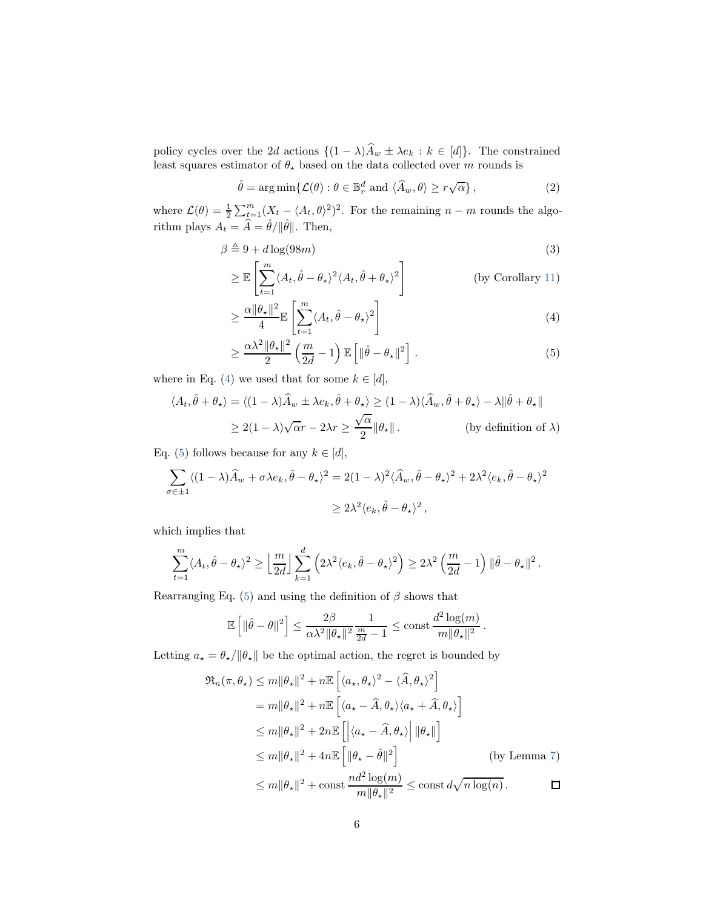policy cycles over the $2d$ actions $\{(1-\lambda)\widehat{A}_w \pm \lambda e_k : k \in [d]\}$. The constrained least squares estimator of $\theta_\star$ based on the data collected over $m$ rounds is

$$\hat{\theta} = \arg\min\{\mathcal{L}(\theta) : \theta \in \mathbb{B}_r^d \text{ and } \langle \widehat{A}_w, \theta\rangle \geq r\sqrt{\alpha}\}\,, \tag{2}$$

where $\mathcal{L}(\theta) = \frac{1}{2}\sum_{t=1}^m (X_t - \langle A_t, \theta\rangle^2)^2$. For the remaining $n - m$ rounds the algorithm plays $A_t = \widehat{A} = \hat{\theta}/\|\hat{\theta}\|$. Then,

$$\beta \triangleq 9 + d\log(98m) \tag{3}$$

$$\geq \mathbb{E}\left[\sum_{t=1}^m \langle A_t, \hat{\theta} - \theta_\star\rangle^2 \langle A_t, \hat{\theta} + \theta_\star\rangle^2\right] \qquad \text{(by Corollary 11)}$$

$$\geq \frac{\alpha\|\theta_\star\|^2}{4}\mathbb{E}\left[\sum_{t=1}^m \langle A_t, \hat{\theta} - \theta_\star\rangle^2\right] \tag{4}$$

$$\geq \frac{\alpha\lambda^2\|\theta_\star\|^2}{2}\left(\frac{m}{2d} - 1\right)\mathbb{E}\left[\|\hat{\theta} - \theta_\star\|^2\right]. \tag{5}$$

where in Eq. (4) we used that for some $k \in [d]$,

$$\langle A_t, \hat{\theta} + \theta_\star\rangle = \langle (1-\lambda)\widehat{A}_w \pm \lambda e_k, \hat{\theta} + \theta_\star\rangle \geq (1-\lambda)\langle \widehat{A}_w, \hat{\theta} + \theta_\star\rangle - \lambda\|\hat{\theta} + \theta_\star\|$$

$$\geq 2(1-\lambda)\sqrt{\alpha}r - 2\lambda r \geq \frac{\sqrt{\alpha}}{2}\|\theta_\star\|\,. \qquad \text{(by definition of } \lambda\text{)}$$

Eq. (5) follows because for any $k \in [d]$,

$$\sum_{\sigma \in \pm 1} \langle (1-\lambda)\widehat{A}_w + \sigma\lambda e_k, \hat{\theta} - \theta_\star\rangle^2 = 2(1-\lambda)^2\langle \widehat{A}_w, \hat{\theta} - \theta_\star\rangle^2 + 2\lambda^2\langle e_k, \hat{\theta} - \theta_\star\rangle^2$$

$$\geq 2\lambda^2\langle e_k, \hat{\theta} - \theta_\star\rangle^2\,,$$

which implies that

$$\sum_{t=1}^m \langle A_t, \hat{\theta} - \theta_\star\rangle^2 \geq \left\lfloor \frac{m}{2d}\right\rfloor \sum_{k=1}^d \left(2\lambda^2\langle e_k, \hat{\theta} - \theta_\star\rangle^2\right) \geq 2\lambda^2\left(\frac{m}{2d} - 1\right)\|\hat{\theta} - \theta_\star\|^2\,.$$

Rearranging Eq. (5) and using the definition of $\beta$ shows that

$$\mathbb{E}\left[\|\hat{\theta} - \theta\|^2\right] \leq \frac{2\beta}{\alpha\lambda^2\|\theta_\star\|^2}\frac{1}{\frac{m}{2d} - 1} \leq \text{const}\,\frac{d^2\log(m)}{m\|\theta_\star\|^2}\,.$$

Letting $a_\star = \theta_\star/\|\theta_\star\|$ be the optimal action, the regret is bounded by

$$\mathfrak{R}_n(\pi, \theta_\star) \leq m\|\theta_\star\|^2 + n\mathbb{E}\left[\langle a_\star, \theta_\star\rangle^2 - \langle \widehat{A}, \theta_\star\rangle^2\right]$$

$$= m\|\theta_\star\|^2 + n\mathbb{E}\left[\langle a_\star - \widehat{A}, \theta_\star\rangle\langle a_\star + \widehat{A}, \theta_\star\rangle\right]$$

$$\leq m\|\theta_\star\|^2 + 2n\mathbb{E}\left[\left|\langle a_\star - \widehat{A}, \theta_\star\rangle\right| \|\theta_\star\|\right]$$

$$\leq m\|\theta_\star\|^2 + 4n\mathbb{E}\left[\|\theta_\star - \hat{\theta}\|^2\right] \qquad \text{(by Lemma 7)}$$

$$\leq m\|\theta_\star\|^2 + \text{const}\,\frac{nd^2\log(m)}{m\|\theta_\star\|^2} \leq \text{const}\,d\sqrt{n\log(n)}\,. \qquad \square$$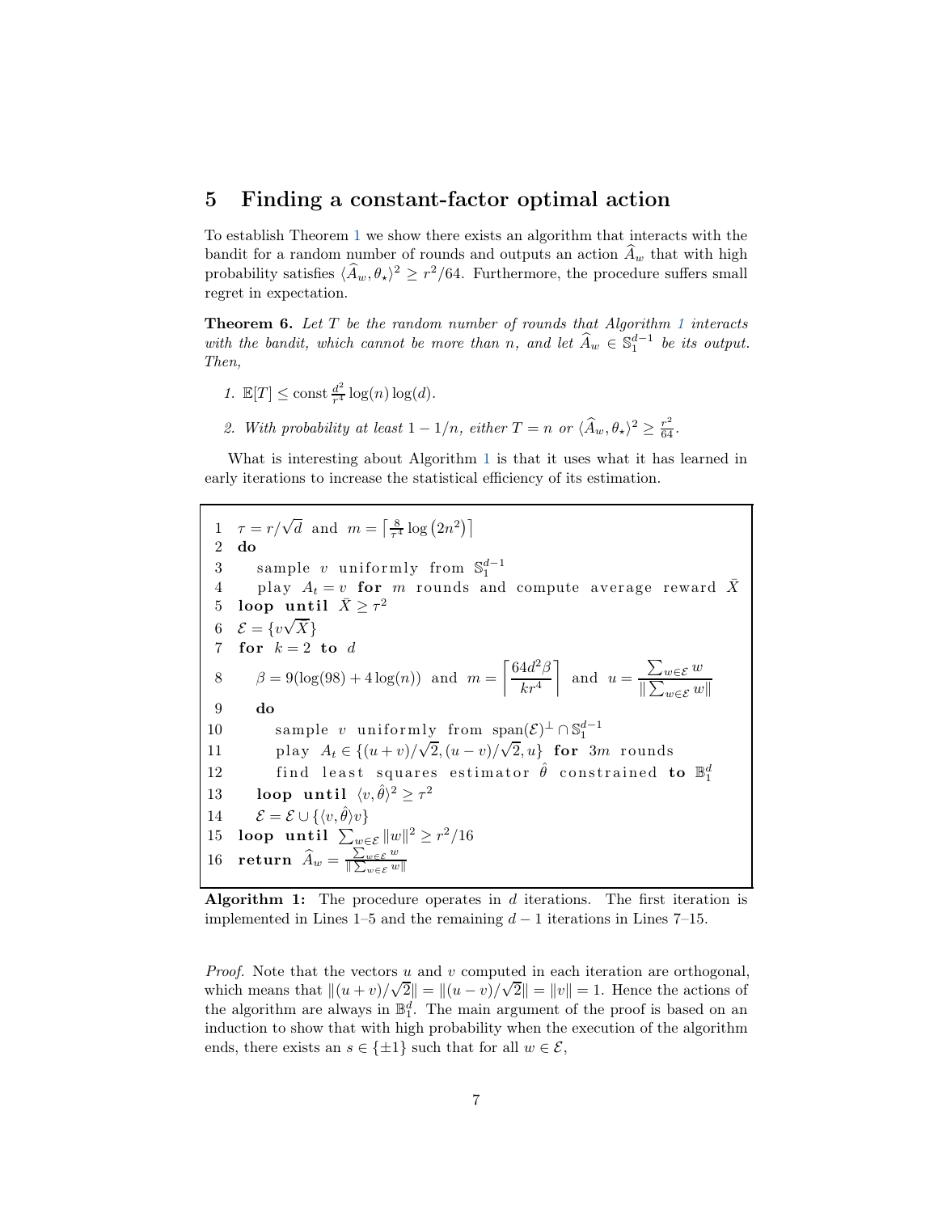## 5 Finding a constant-factor optimal action

To establish Theorem 1 we show there exists an algorithm that interacts with the bandit for a random number of rounds and outputs an action $\widehat{A}_w$ that with high probability satisfies $\langle \widehat{A}_w, \theta_\star \rangle^2 \geq r^2/64$. Furthermore, the procedure suffers small regret in expectation.

**Theorem 6.** *Let $T$ be the random number of rounds that Algorithm 1 interacts with the bandit, which cannot be more than $n$, and let $\widehat{A}_w \in \mathbb{S}_1^{d-1}$ be its output. Then,*

1. *$\mathbb{E}[T] \leq \text{const}\,\frac{d^2}{r^4}\log(n)\log(d)$.*
2. *With probability at least $1 - 1/n$, either $T = n$ or $\langle \widehat{A}_w, \theta_\star \rangle^2 \geq \frac{r^2}{64}$.*

What is interesting about Algorithm 1 is that it uses what it has learned in early iterations to increase the statistical efficiency of its estimation.

```
1   τ = r/√d  and  m = ⌈(8/τ^4) log(2n^2)⌉
2   do
3      sample v uniformly from S_1^{d-1}
4      play A_t = v for m rounds and compute average reward X̄
5   loop until X̄ ≥ τ^2
6   E = {v√X̄}
7   for k = 2 to d
8      β = 9(log(98) + 4 log(n))  and  m = ⌈64 d^2 β / (k r^4)⌉  and  u = Σ_{w∈E} w / ‖Σ_{w∈E} w‖
9      do
10        sample v uniformly from span(E)^⊥ ∩ S_1^{d-1}
11        play A_t ∈ {(u+v)/√2, (u−v)/√2, u} for 3m rounds
12        find least squares estimator θ̂ constrained to B_1^d
13     loop until ⟨v, θ̂⟩^2 ≥ τ^2
14     E = E ∪ {⟨v, θ̂⟩v}
15  loop until Σ_{w∈E} ‖w‖^2 ≥ r^2/16
16  return Â_w = Σ_{w∈E} w / ‖Σ_{w∈E} w‖
```

**Algorithm 1:** The procedure operates in $d$ iterations. The first iteration is implemented in Lines 1–5 and the remaining $d-1$ iterations in Lines 7–15.

*Proof.* Note that the vectors $u$ and $v$ computed in each iteration are orthogonal, which means that $\|(u+v)/\sqrt{2}\| = \|(u-v)/\sqrt{2}\| = \|v\| = 1$. Hence the actions of the algorithm are always in $\mathbb{B}_1^d$. The main argument of the proof is based on an induction to show that with high probability when the execution of the algorithm ends, there exists an $s \in \{\pm 1\}$ such that for all $w \in \mathcal{E}$,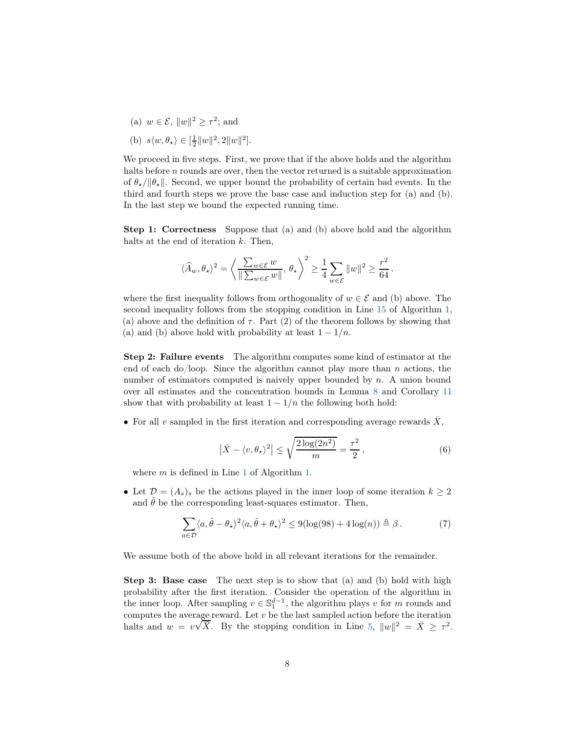(a) $w \in \mathcal{E}$, $\|w\|^2 \geq \tau^2$; and

(b) $s\langle w, \theta_\star \rangle \in [\frac{1}{2}\|w\|^2, 2\|w\|^2]$.

We proceed in five steps. First, we prove that if the above holds and the algorithm halts before $n$ rounds are over, then the vector returned is a suitable approximation of $\theta_\star/\|\theta_\star\|$. Second, we upper bound the probability of certain bad events. In the third and fourth steps we prove the base case and induction step for (a) and (b). In the last step we bound the expected running time.

**Step 1: Correctness** Suppose that (a) and (b) above hold and the algorithm halts at the end of iteration $k$. Then,

$$\langle \widehat{A}_w, \theta_\star \rangle^2 = \left\langle \frac{\sum_{w \in \mathcal{E}} w}{\|\sum_{w \in \mathcal{E}} w\|}, \theta_\star \right\rangle^2 \geq \frac{1}{4} \sum_{w \in \mathcal{E}} \|w\|^2 \geq \frac{r^2}{64} \,.$$

where the first inequality follows from orthogonality of $w \in \mathcal{E}$ and (b) above. The second inequality follows from the stopping condition in Line 15 of Algorithm 1, (a) above and the definition of $\tau$. Part (2) of the theorem follows by showing that (a) and (b) above hold with probability at least $1 - 1/n$.

**Step 2: Failure events** The algorithm computes some kind of estimator at the end of each do/loop. Since the algorithm cannot play more than $n$ actions, the number of estimators computed is naively upper bounded by $n$. A union bound over all estimates and the concentration bounds in Lemma 8 and Corollary 11 show that with probability at least $1 - 1/n$ the following both hold:

- For all $v$ sampled in the first iteration and corresponding average rewards $\bar{X}$,

$$\left|\bar{X} - \langle v, \theta_\star \rangle^2\right| \leq \sqrt{\frac{2\log(2n^2)}{m}} = \frac{\tau^2}{2} \,, \tag{6}$$

  where $m$ is defined in Line 1 of Algorithm 1.

- Let $\mathcal{D} = (A_s)_s$ be the actions played in the inner loop of some iteration $k \geq 2$ and $\hat{\theta}$ be the corresponding least-squares estimator. Then,

$$\sum_{a \in \mathcal{D}} \langle a, \hat{\theta} - \theta_\star \rangle^2 \langle a, \hat{\theta} + \theta_\star \rangle^2 \leq 9(\log(98) + 4\log(n)) \triangleq \beta \,. \tag{7}$$

We assume both of the above hold in all relevant iterations for the remainder.

**Step 3: Base case** The next step is to show that (a) and (b) hold with high probability after the first iteration. Consider the operation of the algorithm in the inner loop. After sampling $v \in \mathbb{S}_1^{d-1}$, the algorithm plays $v$ for $m$ rounds and computes the average reward. Let $v$ be the last sampled action before the iteration halts and $w = v\sqrt{\bar{X}}$. By the stopping condition in Line 5, $\|w\|^2 = \bar{X} \geq \tau^2$.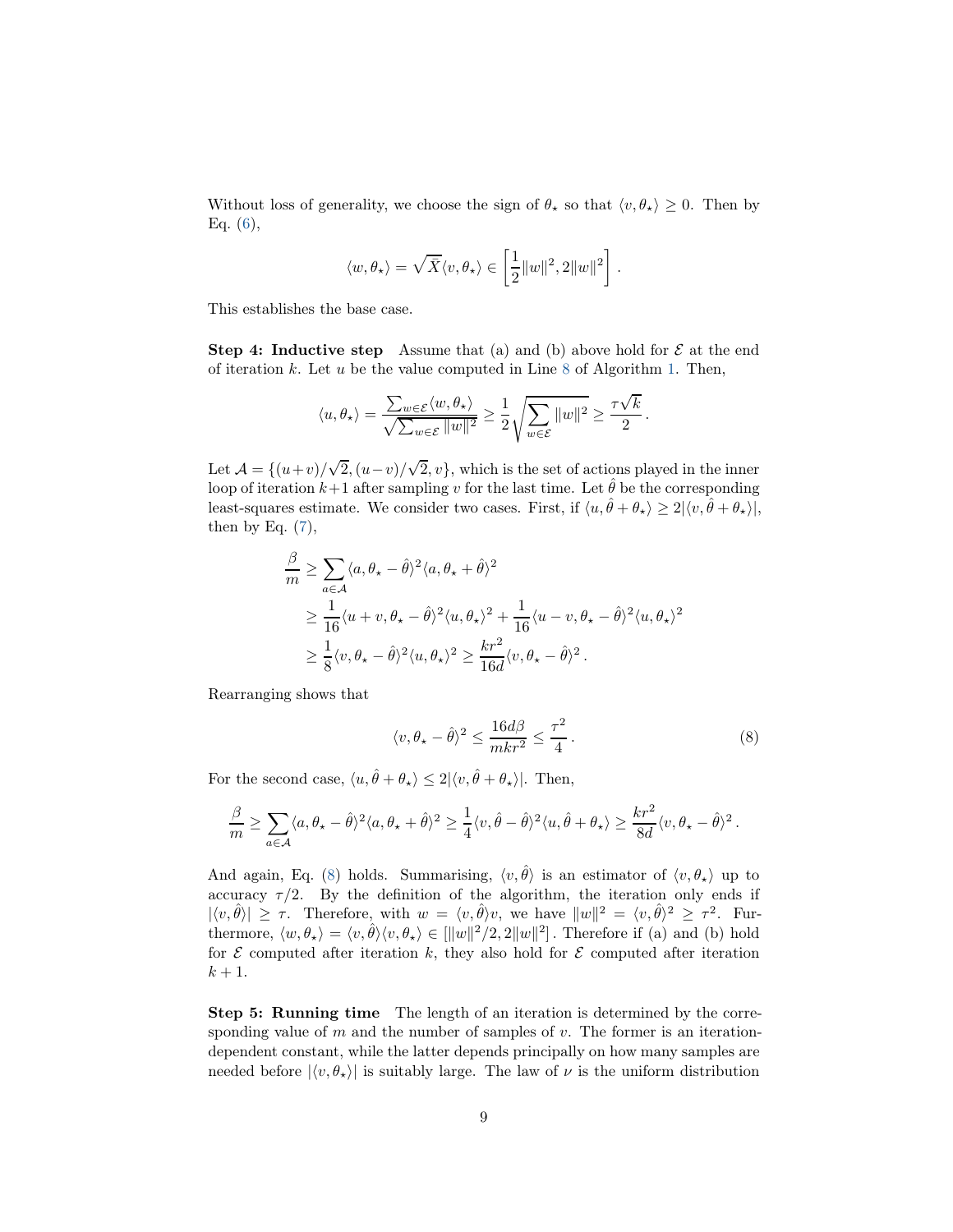Without loss of generality, we choose the sign of $\theta_\star$ so that $\langle v, \theta_\star \rangle \geq 0$. Then by Eq. (6),

$$\langle w, \theta_\star \rangle = \sqrt{X} \langle v, \theta_\star \rangle \in \left[ \frac{1}{2} \|w\|^2, 2\|w\|^2 \right] .$$

This establishes the base case.

**Step 4: Inductive step** Assume that (a) and (b) above hold for $\mathcal{E}$ at the end of iteration $k$. Let $u$ be the value computed in Line 8 of Algorithm 1. Then,

$$\langle u, \theta_\star \rangle = \frac{\sum_{w \in \mathcal{E}} \langle w, \theta_\star \rangle}{\sqrt{\sum_{w \in \mathcal{E}} \|w\|^2}} \geq \frac{1}{2} \sqrt{\sum_{w \in \mathcal{E}} \|w\|^2} \geq \frac{\tau \sqrt{k}}{2} .$$

Let $\mathcal{A} = \{(u+v)/\sqrt{2}, (u-v)/\sqrt{2}, v\}$, which is the set of actions played in the inner loop of iteration $k+1$ after sampling $v$ for the last time. Let $\hat{\theta}$ be the corresponding least-squares estimate. We consider two cases. First, if $\langle u, \hat{\theta} + \theta_\star \rangle \geq 2|\langle v, \hat{\theta} + \theta_\star \rangle|$, then by Eq. (7),

$$\begin{aligned}
\frac{\beta}{m} &\geq \sum_{a \in \mathcal{A}} \langle a, \theta_\star - \hat{\theta} \rangle^2 \langle a, \theta_\star + \hat{\theta} \rangle^2 \\
&\geq \frac{1}{16} \langle u + v, \theta_\star - \hat{\theta} \rangle^2 \langle u, \theta_\star \rangle^2 + \frac{1}{16} \langle u - v, \theta_\star - \hat{\theta} \rangle^2 \langle u, \theta_\star \rangle^2 \\
&\geq \frac{1}{8} \langle v, \theta_\star - \hat{\theta} \rangle^2 \langle u, \theta_\star \rangle^2 \geq \frac{kr^2}{16d} \langle v, \theta_\star - \hat{\theta} \rangle^2 .
\end{aligned}$$

Rearranging shows that

$$\langle v, \theta_\star - \hat{\theta} \rangle^2 \leq \frac{16 d \beta}{m k r^2} \leq \frac{\tau^2}{4} . \tag{8}$$

For the second case, $\langle u, \hat{\theta} + \theta_\star \rangle \leq 2|\langle v, \hat{\theta} + \theta_\star \rangle|$. Then,

$$\frac{\beta}{m} \geq \sum_{a \in \mathcal{A}} \langle a, \theta_\star - \hat{\theta} \rangle^2 \langle a, \theta_\star + \hat{\theta} \rangle^2 \geq \frac{1}{4} \langle v, \hat{\theta} - \hat{\theta} \rangle^2 \langle u, \hat{\theta} + \theta_\star \rangle \geq \frac{kr^2}{8d} \langle v, \theta_\star - \hat{\theta} \rangle^2 .$$

And again, Eq. (8) holds. Summarising, $\langle v, \hat{\theta} \rangle$ is an estimator of $\langle v, \theta_\star \rangle$ up to accuracy $\tau/2$. By the definition of the algorithm, the iteration only ends if $|\langle v, \hat{\theta} \rangle| \geq \tau$. Therefore, with $w = \langle v, \hat{\theta} \rangle v$, we have $\|w\|^2 = \langle v, \hat{\theta} \rangle^2 \geq \tau^2$. Furthermore, $\langle w, \theta_\star \rangle = \langle v, \hat{\theta} \rangle \langle v, \theta_\star \rangle \in [\|w\|^2/2, 2\|w\|^2]$. Therefore if (a) and (b) hold for $\mathcal{E}$ computed after iteration $k$, they also hold for $\mathcal{E}$ computed after iteration $k+1$.

**Step 5: Running time** The length of an iteration is determined by the corresponding value of $m$ and the number of samples of $v$. The former is an iteration-dependent constant, while the latter depends principally on how many samples are needed before $|\langle v, \theta_\star \rangle|$ is suitably large. The law of $\nu$ is the uniform distribution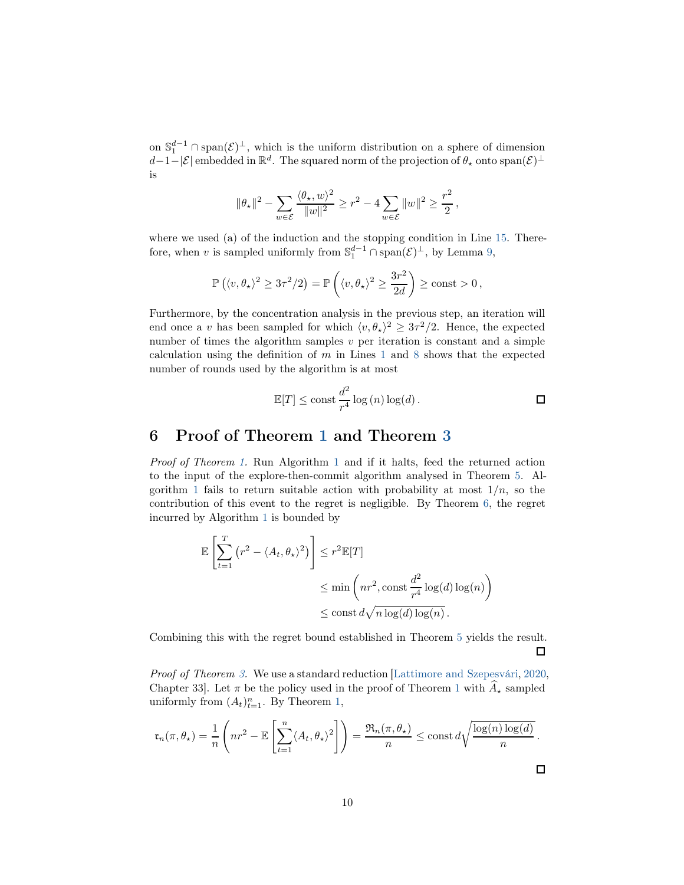on $\mathbb{S}_1^{d-1} \cap \operatorname{span}(\mathcal{E})^\perp$, which is the uniform distribution on a sphere of dimension $d-1-|\mathcal{E}|$ embedded in $\mathbb{R}^d$. The squared norm of the projection of $\theta_\star$ onto $\operatorname{span}(\mathcal{E})^\perp$ is

$$\|\theta_\star\|^2 - \sum_{w \in \mathcal{E}} \frac{\langle \theta_\star, w\rangle^2}{\|w\|^2} \geq r^2 - 4 \sum_{w \in \mathcal{E}} \|w\|^2 \geq \frac{r^2}{2}\,,$$

where we used (a) of the induction and the stopping condition in Line 15. Therefore, when $v$ is sampled uniformly from $\mathbb{S}_1^{d-1} \cap \operatorname{span}(\mathcal{E})^\perp$, by Lemma 9,

$$\mathbb{P}\left(\langle v, \theta_\star\rangle^2 \geq 3\tau^2/2\right) = \mathbb{P}\left(\langle v, \theta_\star\rangle^2 \geq \frac{3r^2}{2d}\right) \geq \text{const} > 0\,,$$

Furthermore, by the concentration analysis in the previous step, an iteration will end once a $v$ has been sampled for which $\langle v, \theta_\star\rangle^2 \geq 3\tau^2/2$. Hence, the expected number of times the algorithm samples $v$ per iteration is constant and a simple calculation using the definition of $m$ in Lines 1 and 8 shows that the expected number of rounds used by the algorithm is at most

$$\mathbb{E}[T] \leq \text{const}\, \frac{d^2}{r^4} \log(n) \log(d)\,.$$

□

## 6 Proof of Theorem 1 and Theorem 3

*Proof of Theorem 1.* Run Algorithm 1 and if it halts, feed the returned action to the input of the explore-then-commit algorithm analysed in Theorem 5. Algorithm 1 fails to return suitable action with probability at most $1/n$, so the contribution of this event to the regret is negligible. By Theorem 6, the regret incurred by Algorithm 1 is bounded by

$$\begin{aligned}
\mathbb{E}\left[\sum_{t=1}^{T}\left(r^2 - \langle A_t, \theta_\star\rangle^2\right)\right] &\leq r^2 \mathbb{E}[T] \\
&\leq \min\left(nr^2, \text{const}\, \frac{d^2}{r^4} \log(d) \log(n)\right) \\
&\leq \text{const}\, d\sqrt{n \log(d) \log(n)}\,.
\end{aligned}$$

Combining this with the regret bound established in Theorem 5 yields the result. □

*Proof of Theorem 3.* We use a standard reduction [Lattimore and Szepesvári, 2020, Chapter 33]. Let $\pi$ be the policy used in the proof of Theorem 1 with $\widehat{A}_\star$ sampled uniformly from $(A_t)_{t=1}^n$. By Theorem 1,

$$\mathfrak{r}_n(\pi, \theta_\star) = \frac{1}{n}\left(nr^2 - \mathbb{E}\left[\sum_{t=1}^{n} \langle A_t, \theta_\star\rangle^2\right]\right) = \frac{\mathfrak{R}_n(\pi, \theta_\star)}{n} \leq \text{const}\, d\sqrt{\frac{\log(n)\log(d)}{n}}\,.$$

□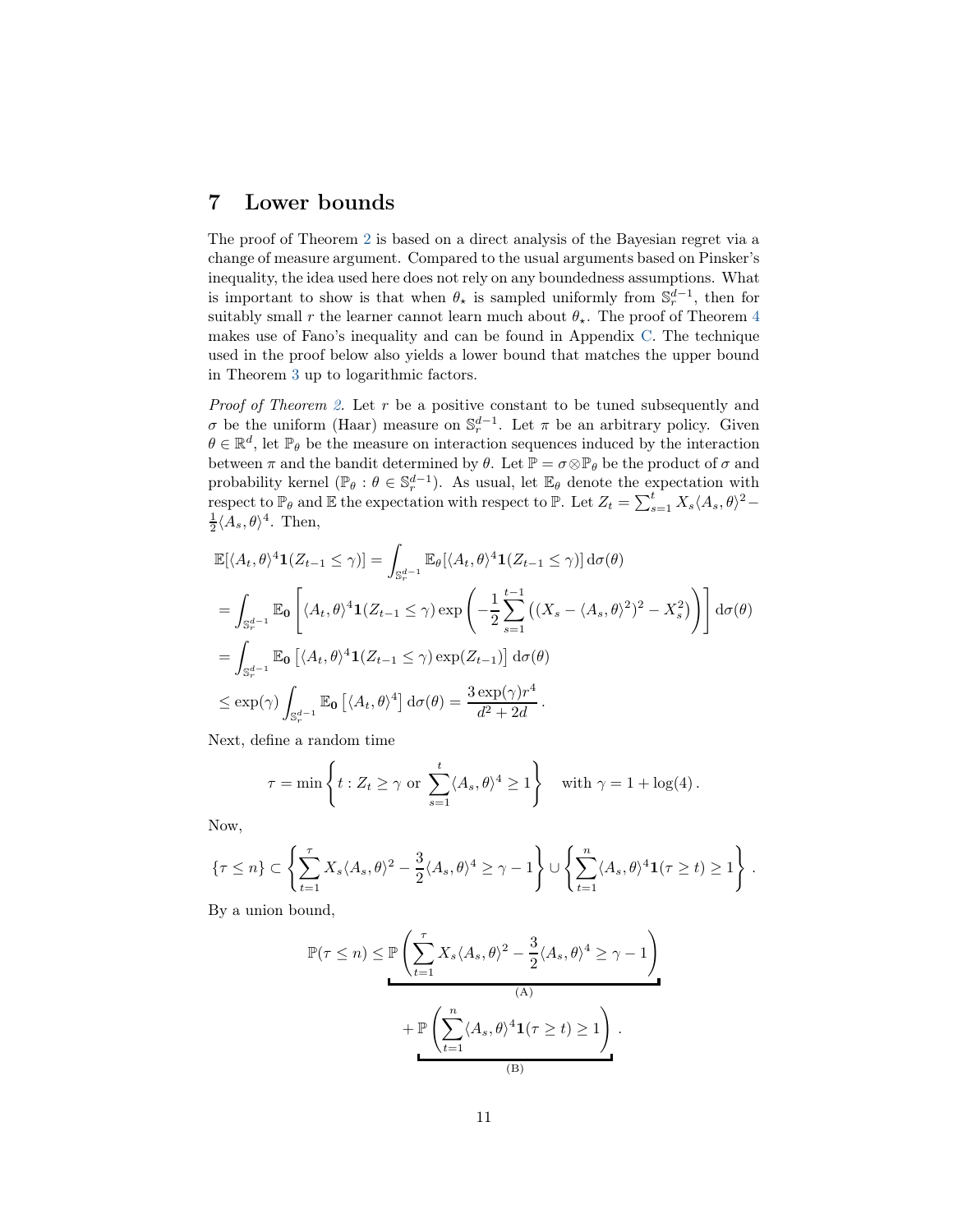# 7 Lower bounds

The proof of Theorem 2 is based on a direct analysis of the Bayesian regret via a change of measure argument. Compared to the usual arguments based on Pinsker's inequality, the idea used here does not rely on any boundedness assumptions. What is important to show is that when $\theta_\star$ is sampled uniformly from $\mathbb{S}_r^{d-1}$, then for suitably small $r$ the learner cannot learn much about $\theta_\star$. The proof of Theorem 4 makes use of Fano's inequality and can be found in Appendix C. The technique used in the proof below also yields a lower bound that matches the upper bound in Theorem 3 up to logarithmic factors.

*Proof of Theorem 2.* Let $r$ be a positive constant to be tuned subsequently and $\sigma$ be the uniform (Haar) measure on $\mathbb{S}_r^{d-1}$. Let $\pi$ be an arbitrary policy. Given $\theta \in \mathbb{R}^d$, let $\mathbb{P}_\theta$ be the measure on interaction sequences induced by the interaction between $\pi$ and the bandit determined by $\theta$. Let $\mathbb{P} = \sigma \otimes \mathbb{P}_\theta$ be the product of $\sigma$ and probability kernel $(\mathbb{P}_\theta : \theta \in \mathbb{S}_r^{d-1})$. As usual, let $\mathbb{E}_\theta$ denote the expectation with respect to $\mathbb{P}_\theta$ and $\mathbb{E}$ the expectation with respect to $\mathbb{P}$. Let $Z_t = \sum_{s=1}^t X_s \langle A_s, \theta \rangle^2 - \frac{1}{2}\langle A_s, \theta\rangle^4$. Then,

$$
\begin{aligned}
&\mathbb{E}[\langle A_t, \theta\rangle^4 \mathbf{1}(Z_{t-1} \leq \gamma)] = \int_{\mathbb{S}_r^{d-1}} \mathbb{E}_\theta[\langle A_t, \theta\rangle^4 \mathbf{1}(Z_{t-1} \leq \gamma)] \, \mathrm{d}\sigma(\theta) \\
&= \int_{\mathbb{S}_r^{d-1}} \mathbb{E}_{\mathbf{0}}\left[\langle A_t, \theta\rangle^4 \mathbf{1}(Z_{t-1} \leq \gamma) \exp\left(-\frac{1}{2}\sum_{s=1}^{t-1}\left((X_s - \langle A_s, \theta\rangle^2)^2 - X_s^2\right)\right)\right] \mathrm{d}\sigma(\theta) \\
&= \int_{\mathbb{S}_r^{d-1}} \mathbb{E}_{\mathbf{0}}\left[\langle A_t, \theta\rangle^4 \mathbf{1}(Z_{t-1} \leq \gamma) \exp(Z_{t-1})\right] \mathrm{d}\sigma(\theta) \\
&\leq \exp(\gamma) \int_{\mathbb{S}_r^{d-1}} \mathbb{E}_{\mathbf{0}}\left[\langle A_t, \theta\rangle^4\right] \mathrm{d}\sigma(\theta) = \frac{3\exp(\gamma) r^4}{d^2 + 2d} \,.
\end{aligned}
$$

Next, define a random time

$$
\tau = \min\left\{t : Z_t \geq \gamma \text{ or } \sum_{s=1}^t \langle A_s, \theta\rangle^4 \geq 1\right\} \quad \text{with } \gamma = 1 + \log(4)\,.
$$

Now,

$$
\{\tau \leq n\} \subset \left\{\sum_{t=1}^{\tau} X_s \langle A_s, \theta\rangle^2 - \frac{3}{2}\langle A_s, \theta\rangle^4 \geq \gamma - 1\right\} \cup \left\{\sum_{t=1}^n \langle A_s, \theta\rangle^4 \mathbf{1}(\tau \geq t) \geq 1\right\} .
$$

By a union bound,

$$
\mathbb{P}(\tau \leq n) \leq \underbrace{\mathbb{P}\left(\sum_{t=1}^{\tau} X_s \langle A_s, \theta\rangle^2 - \frac{3}{2}\langle A_s, \theta\rangle^4 \geq \gamma - 1\right)}_{\text{(A)}} + \underbrace{\mathbb{P}\left(\sum_{t=1}^n \langle A_s, \theta\rangle^4 \mathbf{1}(\tau \geq t) \geq 1\right)}_{\text{(B)}} .
$$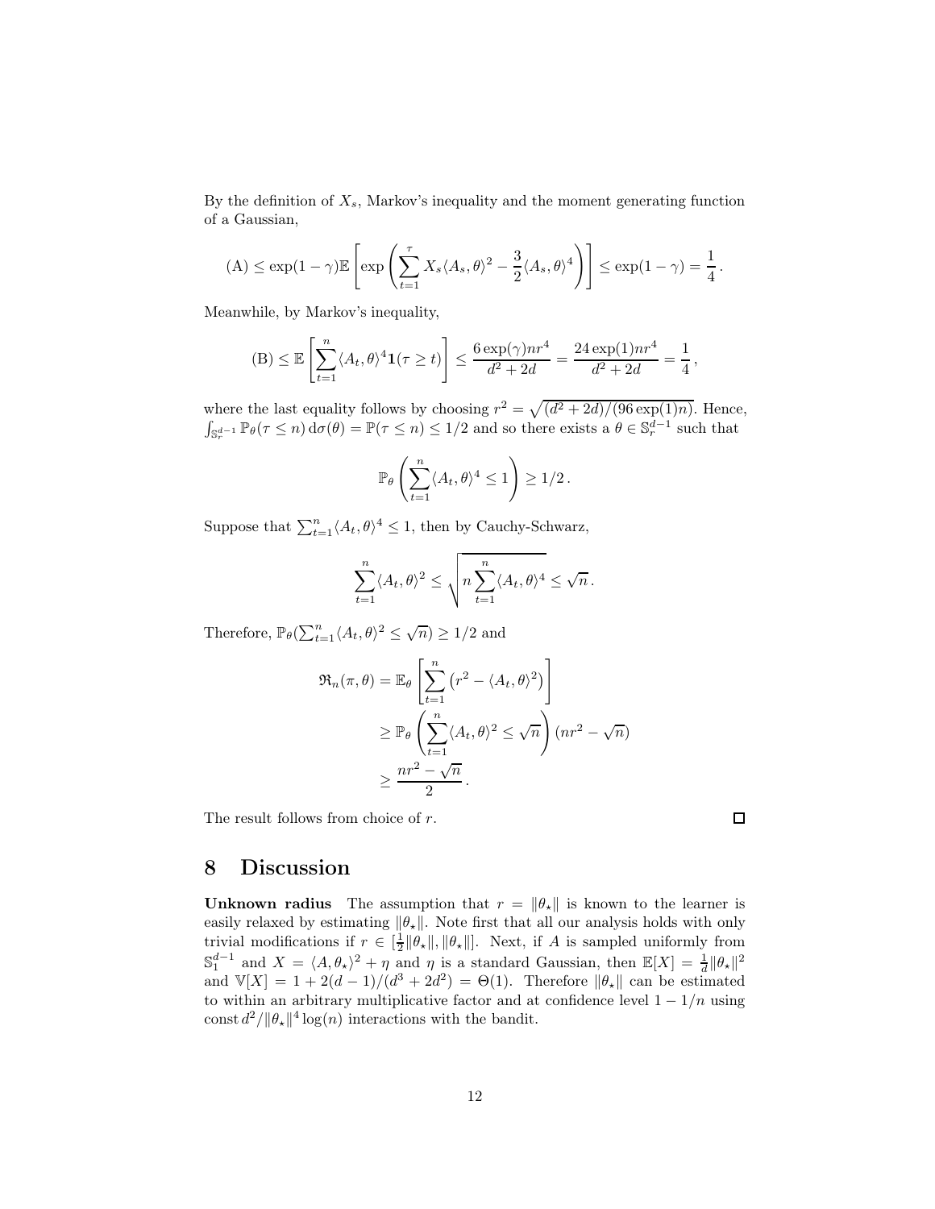By the definition of $X_s$, Markov's inequality and the moment generating function of a Gaussian,

$$\text{(A)} \le \exp(1-\gamma)\mathbb{E}\left[\exp\left(\sum_{t=1}^{\tau} X_s \langle A_s, \theta\rangle^2 - \frac{3}{2}\langle A_s, \theta\rangle^4\right)\right] \le \exp(1-\gamma) = \frac{1}{4}\,.$$

Meanwhile, by Markov's inequality,

$$\text{(B)} \le \mathbb{E}\left[\sum_{t=1}^{n} \langle A_t, \theta\rangle^4 \mathbf{1}(\tau \ge t)\right] \le \frac{6\exp(\gamma) n r^4}{d^2 + 2d} = \frac{24\exp(1) n r^4}{d^2+2d} = \frac{1}{4}\,,$$

where the last equality follows by choosing $r^2 = \sqrt{(d^2+2d)/(96\exp(1)n)}$. Hence, $\int_{\mathbb{S}_r^{d-1}} \mathbb{P}_\theta(\tau \le n)\,\mathrm{d}\sigma(\theta) = \mathbb{P}(\tau \le n) \le 1/2$ and so there exists a $\theta \in \mathbb{S}_r^{d-1}$ such that

$$\mathbb{P}_\theta\left(\sum_{t=1}^{n} \langle A_t, \theta\rangle^4 \le 1\right) \ge 1/2\,.$$

Suppose that $\sum_{t=1}^n \langle A_t, \theta\rangle^4 \le 1$, then by Cauchy-Schwarz,

$$\sum_{t=1}^{n} \langle A_t, \theta\rangle^2 \le \sqrt{n\sum_{t=1}^{n} \langle A_t, \theta\rangle^4} \le \sqrt{n}\,.$$

Therefore, $\mathbb{P}_\theta(\sum_{t=1}^n \langle A_t, \theta\rangle^2 \le \sqrt{n}) \ge 1/2$ and

$$\begin{aligned}
\mathfrak{R}_n(\pi, \theta) &= \mathbb{E}_\theta\left[\sum_{t=1}^{n}\left(r^2 - \langle A_t, \theta\rangle^2\right)\right] \\
&\ge \mathbb{P}_\theta\left(\sum_{t=1}^{n} \langle A_t, \theta\rangle^2 \le \sqrt{n}\right)(nr^2 - \sqrt{n}) \\
&\ge \frac{nr^2 - \sqrt{n}}{2}\,.
\end{aligned}$$

The result follows from choice of $r$. □

# 8 Discussion

**Unknown radius** The assumption that $r = \|\theta_\star\|$ is known to the learner is easily relaxed by estimating $\|\theta_\star\|$. Note first that all our analysis holds with only trivial modifications if $r \in [\frac{1}{2}\|\theta_\star\|, \|\theta_\star\|]$. Next, if $A$ is sampled uniformly from $\mathbb{S}_1^{d-1}$ and $X = \langle A, \theta_\star\rangle^2 + \eta$ and $\eta$ is a standard Gaussian, then $\mathbb{E}[X] = \frac{1}{d}\|\theta_\star\|^2$ and $\mathbb{V}[X] = 1 + 2(d-1)/(d^3+2d^2) = \Theta(1)$. Therefore $\|\theta_\star\|$ can be estimated to within an arbitrary multiplicative factor and at confidence level $1 - 1/n$ using $\text{const}\, d^2/\|\theta_\star\|^4 \log(n)$ interactions with the bandit.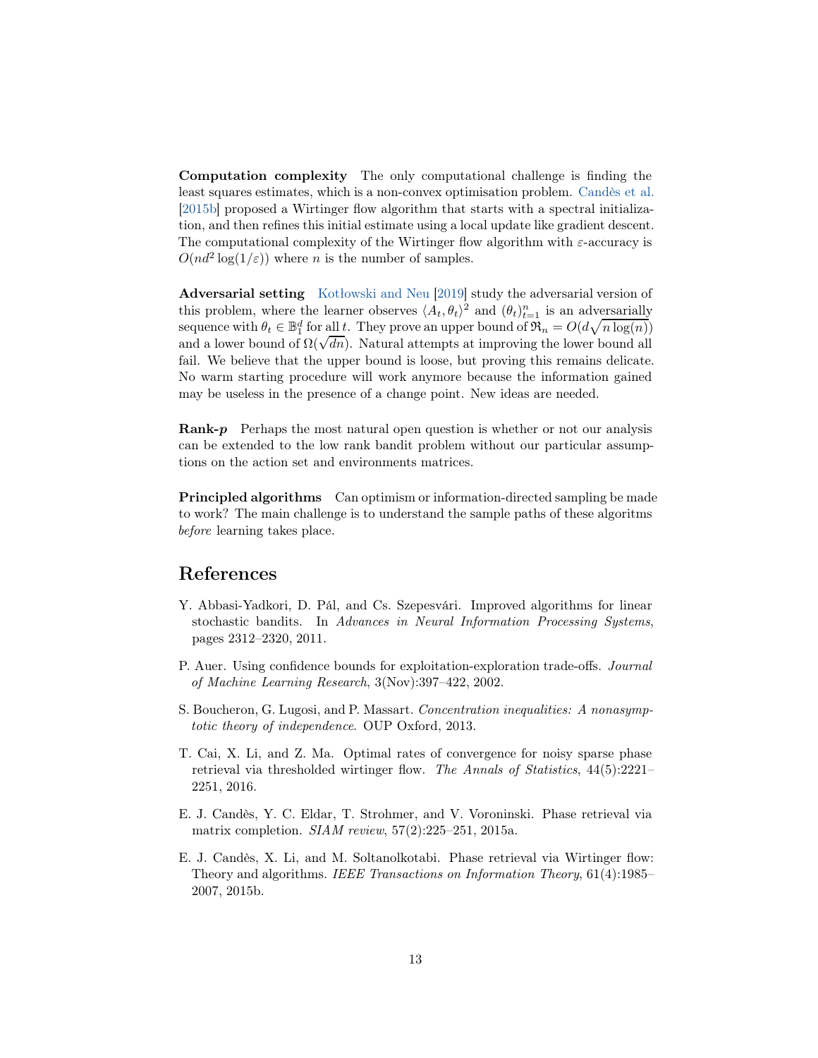**Computation complexity** The only computational challenge is finding the least squares estimates, which is a non-convex optimisation problem. Candès et al. [2015b] proposed a Wirtinger flow algorithm that starts with a spectral initialization, and then refines this initial estimate using a local update like gradient descent. The computational complexity of the Wirtinger flow algorithm with $\varepsilon$-accuracy is $O(nd^2 \log(1/\varepsilon))$ where $n$ is the number of samples.

**Adversarial setting** Kotłowski and Neu [2019] study the adversarial version of this problem, where the learner observes $\langle A_t, \theta_t \rangle^2$ and $(\theta_t)_{t=1}^n$ is an adversarially sequence with $\theta_t \in \mathbb{B}_1^d$ for all $t$. They prove an upper bound of $\mathfrak{R}_n = O(d\sqrt{n \log(n)})$ and a lower bound of $\Omega(\sqrt{dn})$. Natural attempts at improving the lower bound all fail. We believe that the upper bound is loose, but proving this remains delicate. No warm starting procedure will work anymore because the information gained may be useless in the presence of a change point. New ideas are needed.

**Rank-*p*** Perhaps the most natural open question is whether or not our analysis can be extended to the low rank bandit problem without our particular assumptions on the action set and environments matrices.

**Principled algorithms** Can optimism or information-directed sampling be made to work? The main challenge is to understand the sample paths of these algoritms *before* learning takes place.

## References

Y. Abbasi-Yadkori, D. Pál, and Cs. Szepesvári. Improved algorithms for linear stochastic bandits. In *Advances in Neural Information Processing Systems*, pages 2312–2320, 2011.

P. Auer. Using confidence bounds for exploitation-exploration trade-offs. *Journal of Machine Learning Research*, 3(Nov):397–422, 2002.

S. Boucheron, G. Lugosi, and P. Massart. *Concentration inequalities: A nonasymptotic theory of independence*. OUP Oxford, 2013.

T. Cai, X. Li, and Z. Ma. Optimal rates of convergence for noisy sparse phase retrieval via thresholded wirtinger flow. *The Annals of Statistics*, 44(5):2221–2251, 2016.

E. J. Candès, Y. C. Eldar, T. Strohmer, and V. Voroninski. Phase retrieval via matrix completion. *SIAM review*, 57(2):225–251, 2015a.

E. J. Candès, X. Li, and M. Soltanolkotabi. Phase retrieval via Wirtinger flow: Theory and algorithms. *IEEE Transactions on Information Theory*, 61(4):1985–2007, 2015b.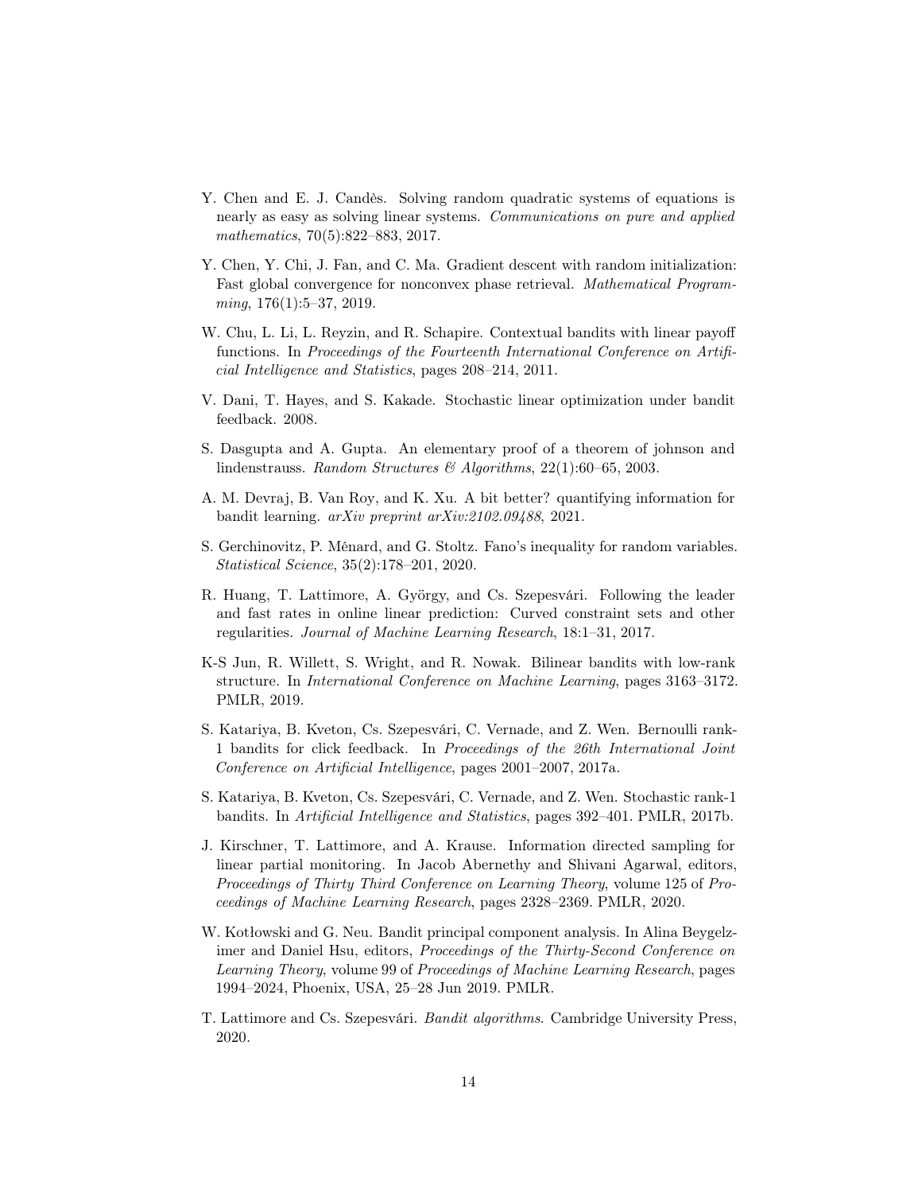Y. Chen and E. J. Candès. Solving random quadratic systems of equations is nearly as easy as solving linear systems. *Communications on pure and applied mathematics*, 70(5):822–883, 2017.

Y. Chen, Y. Chi, J. Fan, and C. Ma. Gradient descent with random initialization: Fast global convergence for nonconvex phase retrieval. *Mathematical Programming*, 176(1):5–37, 2019.

W. Chu, L. Li, L. Reyzin, and R. Schapire. Contextual bandits with linear payoff functions. In *Proceedings of the Fourteenth International Conference on Artificial Intelligence and Statistics*, pages 208–214, 2011.

V. Dani, T. Hayes, and S. Kakade. Stochastic linear optimization under bandit feedback. 2008.

S. Dasgupta and A. Gupta. An elementary proof of a theorem of johnson and lindenstrauss. *Random Structures & Algorithms*, 22(1):60–65, 2003.

A. M. Devraj, B. Van Roy, and K. Xu. A bit better? quantifying information for bandit learning. *arXiv preprint arXiv:2102.09488*, 2021.

S. Gerchinovitz, P. Ménard, and G. Stoltz. Fano's inequality for random variables. *Statistical Science*, 35(2):178–201, 2020.

R. Huang, T. Lattimore, A. György, and Cs. Szepesvári. Following the leader and fast rates in online linear prediction: Curved constraint sets and other regularities. *Journal of Machine Learning Research*, 18:1–31, 2017.

K-S Jun, R. Willett, S. Wright, and R. Nowak. Bilinear bandits with low-rank structure. In *International Conference on Machine Learning*, pages 3163–3172. PMLR, 2019.

S. Katariya, B. Kveton, Cs. Szepesvári, C. Vernade, and Z. Wen. Bernoulli rank-1 bandits for click feedback. In *Proceedings of the 26th International Joint Conference on Artificial Intelligence*, pages 2001–2007, 2017a.

S. Katariya, B. Kveton, Cs. Szepesvári, C. Vernade, and Z. Wen. Stochastic rank-1 bandits. In *Artificial Intelligence and Statistics*, pages 392–401. PMLR, 2017b.

J. Kirschner, T. Lattimore, and A. Krause. Information directed sampling for linear partial monitoring. In Jacob Abernethy and Shivani Agarwal, editors, *Proceedings of Thirty Third Conference on Learning Theory*, volume 125 of *Proceedings of Machine Learning Research*, pages 2328–2369. PMLR, 2020.

W. Kotłowski and G. Neu. Bandit principal component analysis. In Alina Beygelzimer and Daniel Hsu, editors, *Proceedings of the Thirty-Second Conference on Learning Theory*, volume 99 of *Proceedings of Machine Learning Research*, pages 1994–2024, Phoenix, USA, 25–28 Jun 2019. PMLR.

T. Lattimore and Cs. Szepesvári. *Bandit algorithms*. Cambridge University Press, 2020.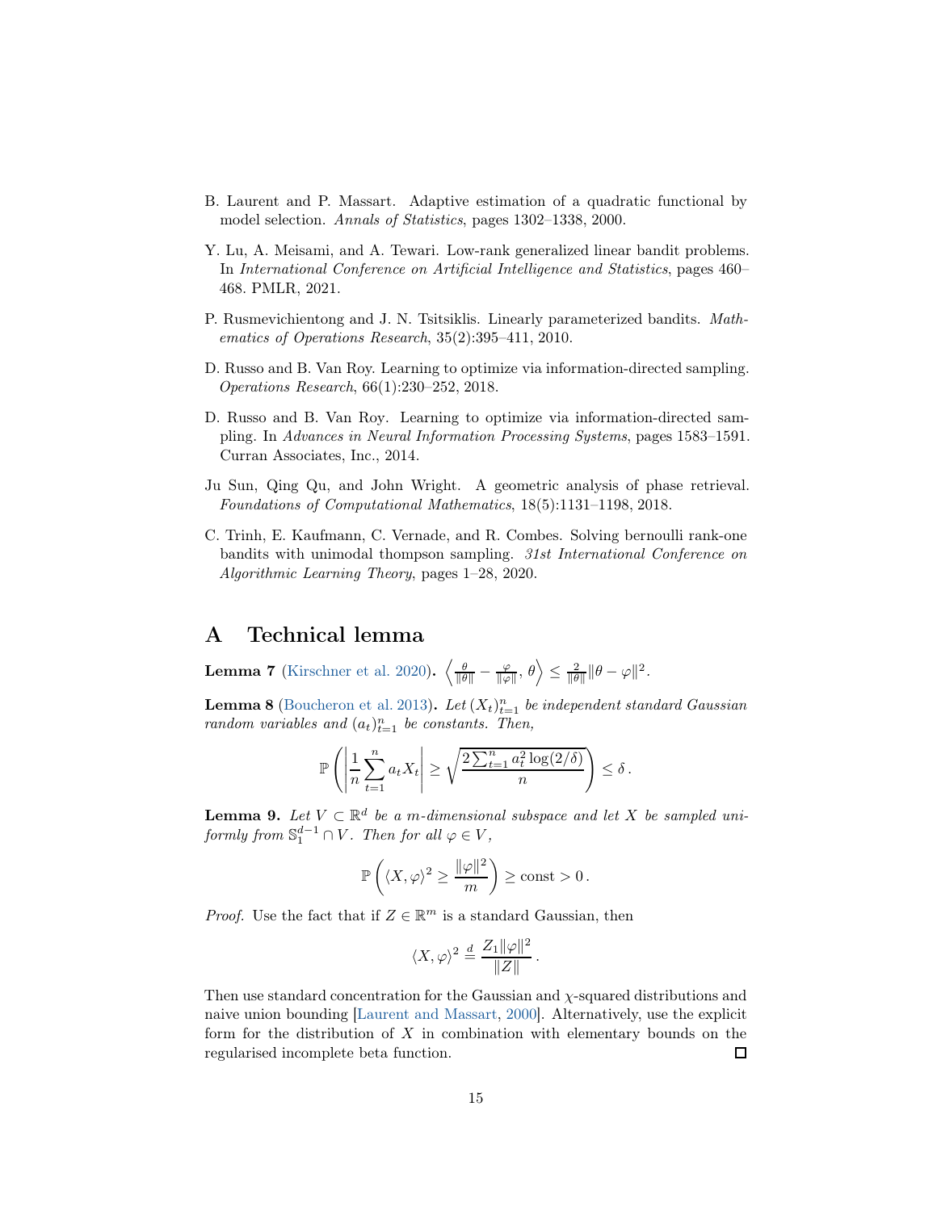B. Laurent and P. Massart. Adaptive estimation of a quadratic functional by model selection. *Annals of Statistics*, pages 1302–1338, 2000.

Y. Lu, A. Meisami, and A. Tewari. Low-rank generalized linear bandit problems. In *International Conference on Artificial Intelligence and Statistics*, pages 460–468. PMLR, 2021.

P. Rusmevichientong and J. N. Tsitsiklis. Linearly parameterized bandits. *Mathematics of Operations Research*, 35(2):395–411, 2010.

D. Russo and B. Van Roy. Learning to optimize via information-directed sampling. *Operations Research*, 66(1):230–252, 2018.

D. Russo and B. Van Roy. Learning to optimize via information-directed sampling. In *Advances in Neural Information Processing Systems*, pages 1583–1591. Curran Associates, Inc., 2014.

Ju Sun, Qing Qu, and John Wright. A geometric analysis of phase retrieval. *Foundations of Computational Mathematics*, 18(5):1131–1198, 2018.

C. Trinh, E. Kaufmann, C. Vernade, and R. Combes. Solving bernoulli rank-one bandits with unimodal thompson sampling. *31st International Conference on Algorithmic Learning Theory*, pages 1–28, 2020.

# A Technical lemma

**Lemma 7** (Kirschner et al. 2020)**.** $\left\langle \frac{\theta}{\|\theta\|} - \frac{\varphi}{\|\varphi\|}, \theta \right\rangle \leq \frac{2}{\|\theta\|}\|\theta - \varphi\|^2$.

**Lemma 8** (Boucheron et al. 2013)**.** *Let $(X_t)_{t=1}^n$ be independent standard Gaussian random variables and $(a_t)_{t=1}^n$ be constants. Then,*

$$\mathbb{P}\left(\left|\frac{1}{n}\sum_{t=1}^n a_t X_t\right| \geq \sqrt{\frac{2\sum_{t=1}^n a_t^2 \log(2/\delta)}{n}}\right) \leq \delta\,.$$

**Lemma 9.** *Let $V \subset \mathbb{R}^d$ be a $m$-dimensional subspace and let $X$ be sampled uniformly from $\mathbb{S}_1^{d-1} \cap V$. Then for all $\varphi \in V$,*

$$\mathbb{P}\left(\langle X, \varphi\rangle^2 \geq \frac{\|\varphi\|^2}{m}\right) \geq \text{const} > 0\,.$$

*Proof.* Use the fact that if $Z \in \mathbb{R}^m$ is a standard Gaussian, then

$$\langle X, \varphi\rangle^2 \overset{d}{=} \frac{Z_1\|\varphi\|^2}{\|Z\|}\,.$$

Then use standard concentration for the Gaussian and $\chi$-squared distributions and naive union bounding [Laurent and Massart, 2000]. Alternatively, use the explicit form for the distribution of $X$ in combination with elementary bounds on the regularised incomplete beta function. ☐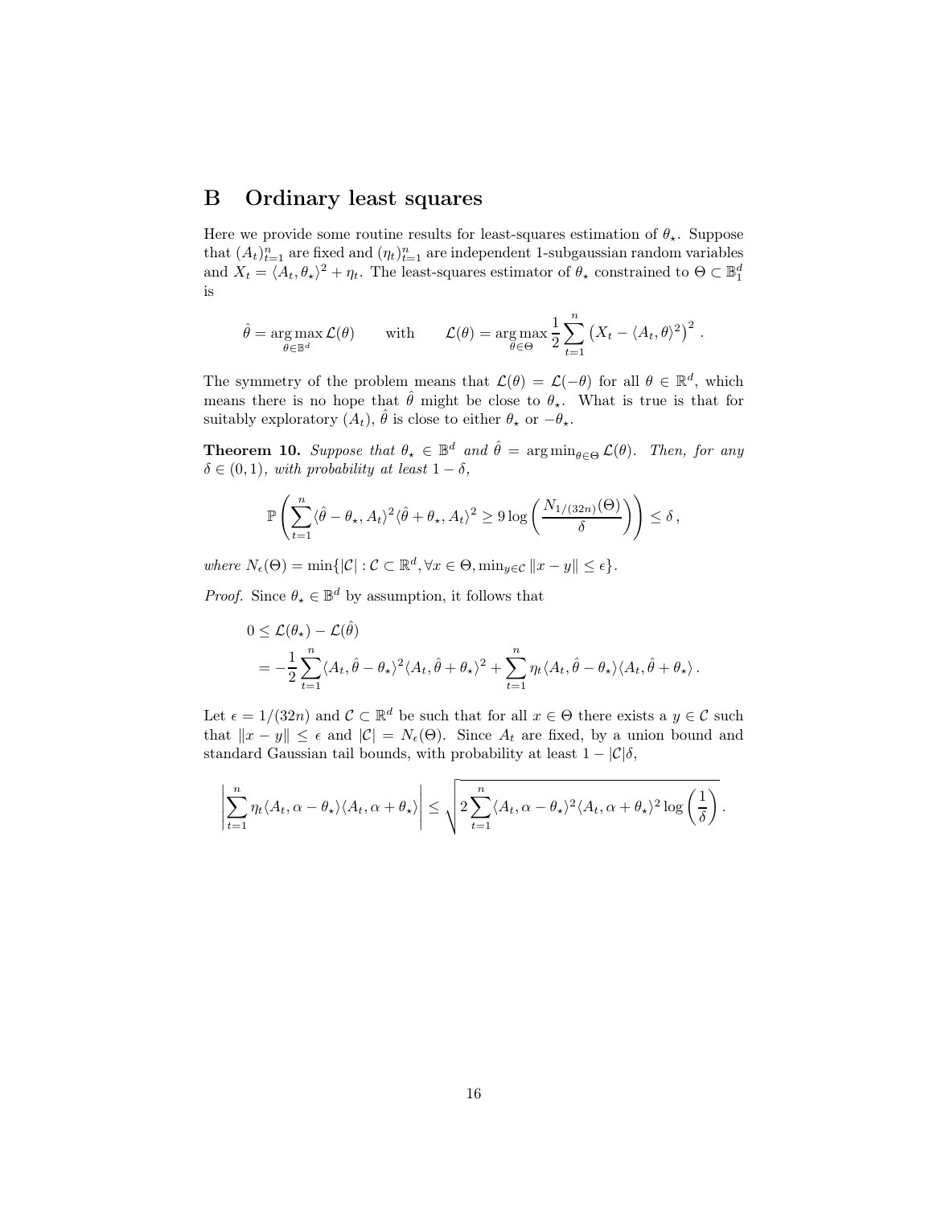## B Ordinary least squares

Here we provide some routine results for least-squares estimation of $\theta_\star$. Suppose that $(A_t)_{t=1}^n$ are fixed and $(\eta_t)_{t=1}^n$ are independent 1-subgaussian random variables and $X_t = \langle A_t, \theta_\star \rangle^2 + \eta_t$. The least-squares estimator of $\theta_\star$ constrained to $\Theta \subset \mathbb{B}_1^d$ is

$$\hat{\theta} = \operatorname*{arg\,max}_{\theta \in \mathbb{B}^d} \mathcal{L}(\theta) \qquad \text{with} \qquad \mathcal{L}(\theta) = \operatorname*{arg\,max}_{\theta \in \Theta} \frac{1}{2} \sum_{t=1}^n \left(X_t - \langle A_t, \theta \rangle^2\right)^2 .$$

The symmetry of the problem means that $\mathcal{L}(\theta) = \mathcal{L}(-\theta)$ for all $\theta \in \mathbb{R}^d$, which means there is no hope that $\hat{\theta}$ might be close to $\theta_\star$. What is true is that for suitably exploratory $(A_t)$, $\hat{\theta}$ is close to either $\theta_\star$ or $-\theta_\star$.

**Theorem 10.** *Suppose that $\theta_\star \in \mathbb{B}^d$ and $\hat{\theta} = \operatorname{arg\,min}_{\theta \in \Theta} \mathcal{L}(\theta)$. Then, for any $\delta \in (0, 1)$, with probability at least $1 - \delta$,*

$$\mathbb{P}\left(\sum_{t=1}^n \langle \hat{\theta} - \theta_\star, A_t \rangle^2 \langle \hat{\theta} + \theta_\star, A_t \rangle^2 \geq 9 \log\left(\frac{N_{1/(32n)}(\Theta)}{\delta}\right)\right) \leq \delta \,,$$

*where $N_\epsilon(\Theta) = \min\{|\mathcal{C}| : \mathcal{C} \subset \mathbb{R}^d, \forall x \in \Theta, \min_{y \in \mathcal{C}} \|x - y\| \leq \epsilon\}$.*

*Proof.* Since $\theta_\star \in \mathbb{B}^d$ by assumption, it follows that

$$\begin{aligned}
0 &\leq \mathcal{L}(\theta_\star) - \mathcal{L}(\hat{\theta}) \\
&= -\frac{1}{2} \sum_{t=1}^n \langle A_t, \hat{\theta} - \theta_\star \rangle^2 \langle A_t, \hat{\theta} + \theta_\star \rangle^2 + \sum_{t=1}^n \eta_t \langle A_t, \hat{\theta} - \theta_\star \rangle \langle A_t, \hat{\theta} + \theta_\star \rangle \,.
\end{aligned}$$

Let $\epsilon = 1/(32n)$ and $\mathcal{C} \subset \mathbb{R}^d$ be such that for all $x \in \Theta$ there exists a $y \in \mathcal{C}$ such that $\|x - y\| \leq \epsilon$ and $|\mathcal{C}| = N_\epsilon(\Theta)$. Since $A_t$ are fixed, by a union bound and standard Gaussian tail bounds, with probability at least $1 - |\mathcal{C}|\delta$,

$$\left| \sum_{t=1}^n \eta_t \langle A_t, \alpha - \theta_\star \rangle \langle A_t, \alpha + \theta_\star \rangle \right| \leq \sqrt{2 \sum_{t=1}^n \langle A_t, \alpha - \theta_\star \rangle^2 \langle A_t, \alpha + \theta_\star \rangle^2 \log\left(\frac{1}{\delta}\right)} \,.$$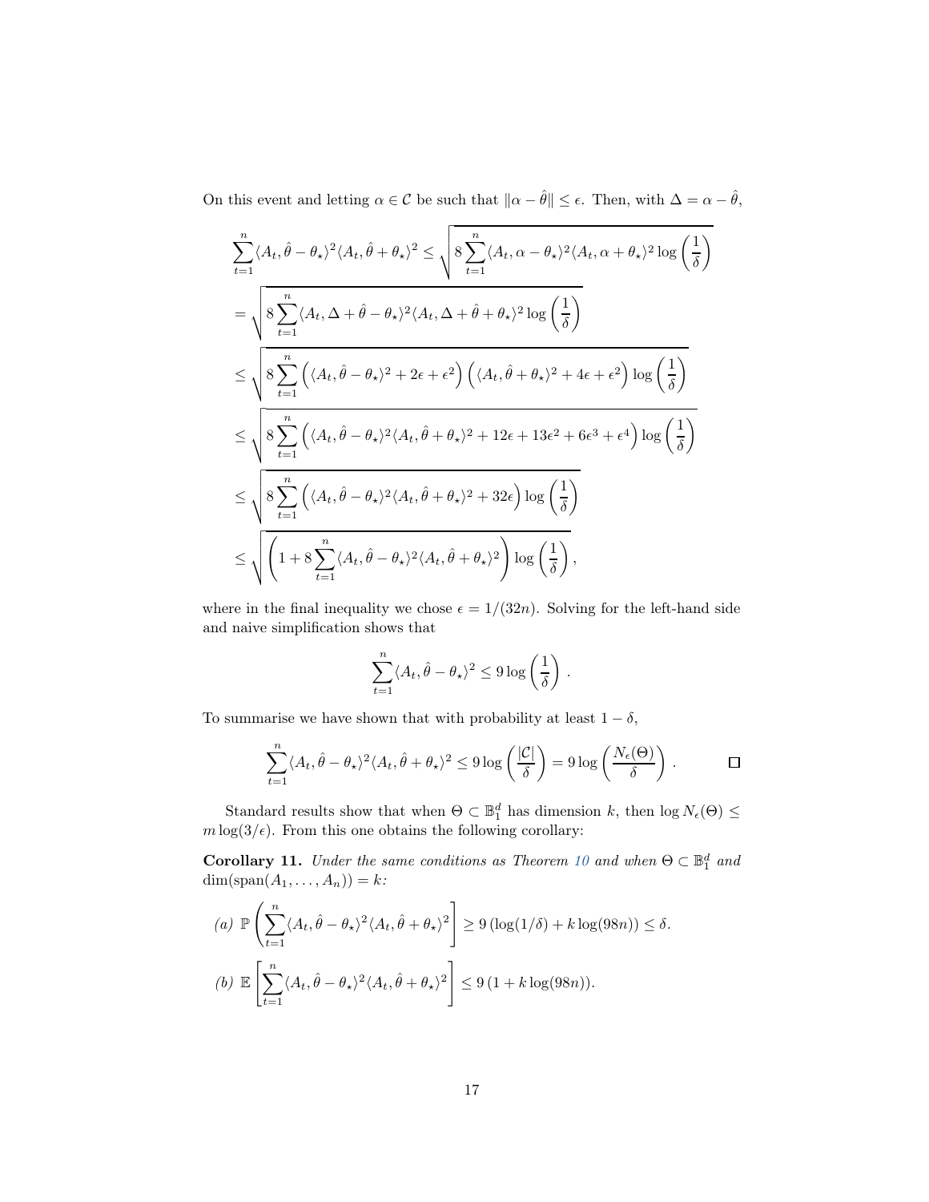On this event and letting $\alpha \in \mathcal{C}$ be such that $\|\alpha - \hat{\theta}\| \leq \epsilon$. Then, with $\Delta = \alpha - \hat{\theta}$,

$$
\begin{aligned}
\sum_{t=1}^n \langle A_t, \hat{\theta} - \theta_\star \rangle^2 \langle A_t, \hat{\theta} + \theta_\star \rangle^2 &\leq \sqrt{8 \sum_{t=1}^n \langle A_t, \alpha - \theta_\star \rangle^2 \langle A_t, \alpha + \theta_\star \rangle^2 \log\left(\frac{1}{\delta}\right)} \\
&= \sqrt{8 \sum_{t=1}^n \langle A_t, \Delta + \hat{\theta} - \theta_\star \rangle^2 \langle A_t, \Delta + \hat{\theta} + \theta_\star \rangle^2 \log\left(\frac{1}{\delta}\right)} \\
&\leq \sqrt{8 \sum_{t=1}^n \left( \langle A_t, \hat{\theta} - \theta_\star \rangle^2 + 2\epsilon + \epsilon^2 \right) \left( \langle A_t, \hat{\theta} + \theta_\star \rangle^2 + 4\epsilon + \epsilon^2 \right) \log\left(\frac{1}{\delta}\right)} \\
&\leq \sqrt{8 \sum_{t=1}^n \left( \langle A_t, \hat{\theta} - \theta_\star \rangle^2 \langle A_t, \hat{\theta} + \theta_\star \rangle^2 + 12\epsilon + 13\epsilon^2 + 6\epsilon^3 + \epsilon^4 \right) \log\left(\frac{1}{\delta}\right)} \\
&\leq \sqrt{8 \sum_{t=1}^n \left( \langle A_t, \hat{\theta} - \theta_\star \rangle^2 \langle A_t, \hat{\theta} + \theta_\star \rangle^2 + 32\epsilon \right) \log\left(\frac{1}{\delta}\right)} \\
&\leq \sqrt{\left( 1 + 8 \sum_{t=1}^n \langle A_t, \hat{\theta} - \theta_\star \rangle^2 \langle A_t, \hat{\theta} + \theta_\star \rangle^2 \right) \log\left(\frac{1}{\delta}\right)},
\end{aligned}
$$

where in the final inequality we chose $\epsilon = 1/(32n)$. Solving for the left-hand side and naive simplification shows that

$$
\sum_{t=1}^n \langle A_t, \hat{\theta} - \theta_\star \rangle^2 \leq 9 \log\left(\frac{1}{\delta}\right) .
$$

To summarise we have shown that with probability at least $1 - \delta$,

$$
\sum_{t=1}^n \langle A_t, \hat{\theta} - \theta_\star \rangle^2 \langle A_t, \hat{\theta} + \theta_\star \rangle^2 \leq 9 \log\left(\frac{|\mathcal{C}|}{\delta}\right) = 9 \log\left(\frac{N_\epsilon(\Theta)}{\delta}\right) . \qquad \square
$$

Standard results show that when $\Theta \subset \mathbb{B}_1^d$ has dimension $k$, then $\log N_\epsilon(\Theta) \leq m \log(3/\epsilon)$. From this one obtains the following corollary:

**Corollary 11.** *Under the same conditions as Theorem 10 and when $\Theta \subset \mathbb{B}_1^d$ and $\dim(\mathrm{span}(A_1, \ldots, A_n)) = k$:*

*(a)* $\mathbb{P}\left( \sum_{t=1}^n \langle A_t, \hat{\theta} - \theta_\star \rangle^2 \langle A_t, \hat{\theta} + \theta_\star \rangle^2 \right] \geq 9 \left( \log(1/\delta) + k \log(98n) \right) \leq \delta.$

*(b)* $\mathbb{E}\left[ \sum_{t=1}^n \langle A_t, \hat{\theta} - \theta_\star \rangle^2 \langle A_t, \hat{\theta} + \theta_\star \rangle^2 \right] \leq 9 \left( 1 + k \log(98n) \right).$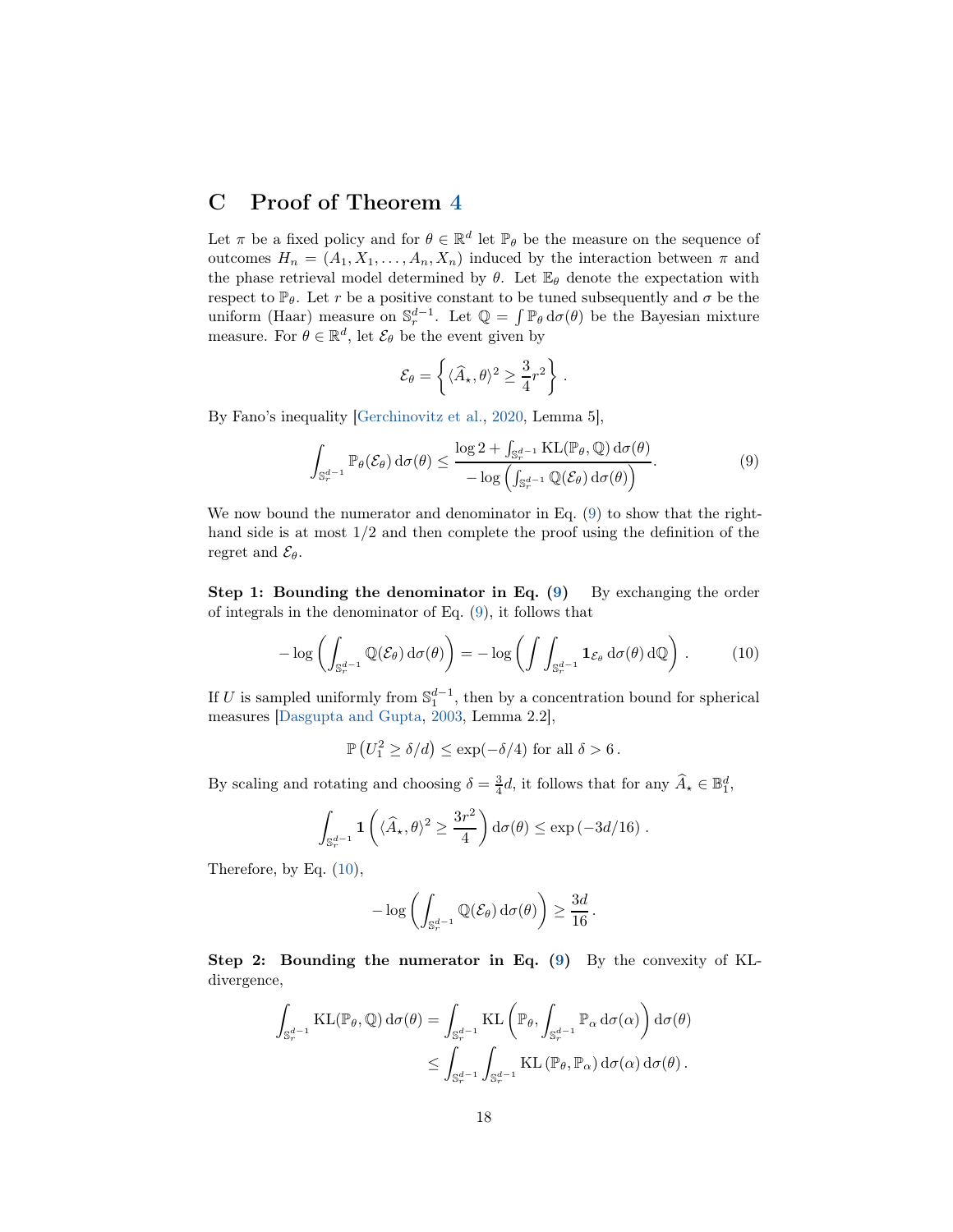# C Proof of Theorem 4

Let $\pi$ be a fixed policy and for $\theta \in \mathbb{R}^d$ let $\mathbb{P}_\theta$ be the measure on the sequence of outcomes $H_n = (A_1, X_1, \dots, A_n, X_n)$ induced by the interaction between $\pi$ and the phase retrieval model determined by $\theta$. Let $\mathbb{E}_\theta$ denote the expectation with respect to $\mathbb{P}_\theta$. Let $r$ be a positive constant to be tuned subsequently and $\sigma$ be the uniform (Haar) measure on $\mathbb{S}_r^{d-1}$. Let $\mathbb{Q} = \int \mathbb{P}_\theta \, \mathrm{d}\sigma(\theta)$ be the Bayesian mixture measure. For $\theta \in \mathbb{R}^d$, let $\mathcal{E}_\theta$ be the event given by

$$\mathcal{E}_\theta = \left\{ \langle \widehat{A}_\star, \theta \rangle^2 \geq \frac{3}{4} r^2 \right\} .$$

By Fano's inequality [Gerchinovitz et al., 2020, Lemma 5],

$$\int_{\mathbb{S}_r^{d-1}} \mathbb{P}_\theta(\mathcal{E}_\theta) \, \mathrm{d}\sigma(\theta) \leq \frac{\log 2 + \int_{\mathbb{S}_r^{d-1}} \mathrm{KL}(\mathbb{P}_\theta, \mathbb{Q}) \, \mathrm{d}\sigma(\theta)}{-\log\left(\int_{\mathbb{S}_r^{d-1}} \mathbb{Q}(\mathcal{E}_\theta) \, \mathrm{d}\sigma(\theta)\right)} . \tag{9}$$

We now bound the numerator and denominator in Eq. (9) to show that the right-hand side is at most $1/2$ and then complete the proof using the definition of the regret and $\mathcal{E}_\theta$.

**Step 1: Bounding the denominator in Eq. (9)** By exchanging the order of integrals in the denominator of Eq. (9), it follows that

$$-\log\left(\int_{\mathbb{S}_r^{d-1}} \mathbb{Q}(\mathcal{E}_\theta) \, \mathrm{d}\sigma(\theta)\right) = -\log\left(\int \int_{\mathbb{S}_r^{d-1}} \mathbf{1}_{\mathcal{E}_\theta} \, \mathrm{d}\sigma(\theta) \, \mathrm{d}\mathbb{Q}\right) . \tag{10}$$

If $U$ is sampled uniformly from $\mathbb{S}_1^{d-1}$, then by a concentration bound for spherical measures [Dasgupta and Gupta, 2003, Lemma 2.2],

$$\mathbb{P}\left(U_1^2 \geq \delta/d\right) \leq \exp(-\delta/4) \text{ for all } \delta > 6 .$$

By scaling and rotating and choosing $\delta = \frac{3}{4}d$, it follows that for any $\widehat{A}_\star \in \mathbb{B}_1^d$,

$$\int_{\mathbb{S}_r^{d-1}} \mathbf{1}\left( \langle \widehat{A}_\star, \theta \rangle^2 \geq \frac{3r^2}{4} \right) \mathrm{d}\sigma(\theta) \leq \exp\left(-3d/16\right) .$$

Therefore, by Eq. (10),

$$-\log\left(\int_{\mathbb{S}_r^{d-1}} \mathbb{Q}(\mathcal{E}_\theta) \, \mathrm{d}\sigma(\theta)\right) \geq \frac{3d}{16} .$$

**Step 2: Bounding the numerator in Eq. (9)** By the convexity of KL-divergence,

$$\begin{aligned}
\int_{\mathbb{S}_r^{d-1}} \mathrm{KL}(\mathbb{P}_\theta, \mathbb{Q}) \, \mathrm{d}\sigma(\theta) &= \int_{\mathbb{S}_r^{d-1}} \mathrm{KL}\left(\mathbb{P}_\theta, \int_{\mathbb{S}_r^{d-1}} \mathbb{P}_\alpha \, \mathrm{d}\sigma(\alpha)\right) \mathrm{d}\sigma(\theta) \\
&\leq \int_{\mathbb{S}_r^{d-1}} \int_{\mathbb{S}_r^{d-1}} \mathrm{KL}\left(\mathbb{P}_\theta, \mathbb{P}_\alpha\right) \mathrm{d}\sigma(\alpha) \, \mathrm{d}\sigma(\theta) .
\end{aligned}$$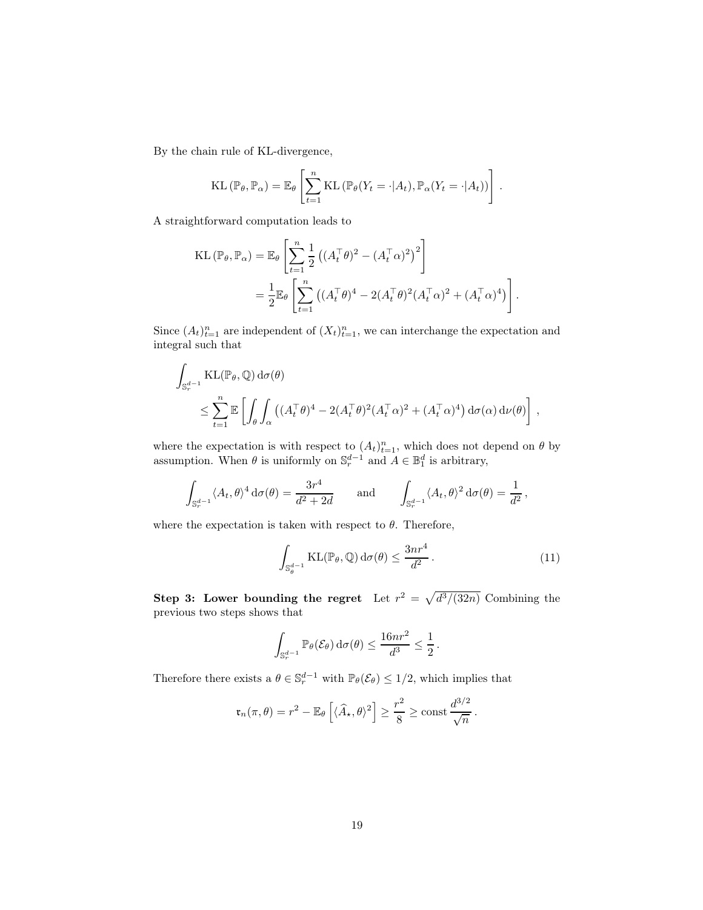By the chain rule of KL-divergence,

$$\mathrm{KL}\left(\mathbb{P}_\theta, \mathbb{P}_\alpha\right) = \mathbb{E}_\theta\left[\sum_{t=1}^n \mathrm{KL}\left(\mathbb{P}_\theta(Y_t = \cdot | A_t), \mathbb{P}_\alpha(Y_t = \cdot | A_t)\right)\right].$$

A straightforward computation leads to

$$\begin{aligned}
\mathrm{KL}\left(\mathbb{P}_\theta, \mathbb{P}_\alpha\right) &= \mathbb{E}_\theta\left[\sum_{t=1}^n \frac{1}{2}\left((A_t^\top \theta)^2 - (A_t^\top \alpha)^2\right)^2\right] \\
&= \frac{1}{2}\mathbb{E}_\theta\left[\sum_{t=1}^n \left((A_t^\top \theta)^4 - 2(A_t^\top \theta)^2 (A_t^\top \alpha)^2 + (A_t^\top \alpha)^4\right)\right].
\end{aligned}$$

Since $(A_t)_{t=1}^n$ are independent of $(X_t)_{t=1}^n$, we can interchange the expectation and integral such that

$$\begin{aligned}
&\int_{\mathbb{S}_r^{d-1}} \mathrm{KL}(\mathbb{P}_\theta, \mathbb{Q}) \, \mathrm{d}\sigma(\theta) \\
&\qquad \leq \sum_{t=1}^n \mathbb{E}\left[\int_\theta \int_\alpha \left((A_t^\top \theta)^4 - 2(A_t^\top \theta)^2 (A_t^\top \alpha)^2 + (A_t^\top \alpha)^4\right) \mathrm{d}\sigma(\alpha) \, \mathrm{d}\nu(\theta)\right],
\end{aligned}$$

where the expectation is with respect to $(A_t)_{t=1}^n$, which does not depend on $\theta$ by assumption. When $\theta$ is uniformly on $\mathbb{S}_r^{d-1}$ and $A \in \mathbb{B}_1^d$ is arbitrary,

$$\int_{\mathbb{S}_r^{d-1}} \langle A_t, \theta \rangle^4 \, \mathrm{d}\sigma(\theta) = \frac{3r^4}{d^2 + 2d} \qquad \text{and} \qquad \int_{\mathbb{S}_r^{d-1}} \langle A_t, \theta \rangle^2 \, \mathrm{d}\sigma(\theta) = \frac{1}{d^2},$$

where the expectation is taken with respect to $\theta$. Therefore,

$$\int_{\mathbb{S}_\theta^{d-1}} \mathrm{KL}(\mathbb{P}_\theta, \mathbb{Q}) \, \mathrm{d}\sigma(\theta) \leq \frac{3nr^4}{d^2}. \tag{11}$$

**Step 3: Lower bounding the regret** Let $r^2 = \sqrt{d^3/(32n)}$ Combining the previous two steps shows that

$$\int_{\mathbb{S}_r^{d-1}} \mathbb{P}_\theta(\mathcal{E}_\theta) \, \mathrm{d}\sigma(\theta) \leq \frac{16nr^2}{d^3} \leq \frac{1}{2}.$$

Therefore there exists a $\theta \in \mathbb{S}_r^{d-1}$ with $\mathbb{P}_\theta(\mathcal{E}_\theta) \leq 1/2$, which implies that

$$\mathfrak{r}_n(\pi, \theta) = r^2 - \mathbb{E}_\theta\left[\langle \widehat{A}_\star, \theta \rangle^2\right] \geq \frac{r^2}{8} \geq \text{const}\,\frac{d^{3/2}}{\sqrt{n}}.$$